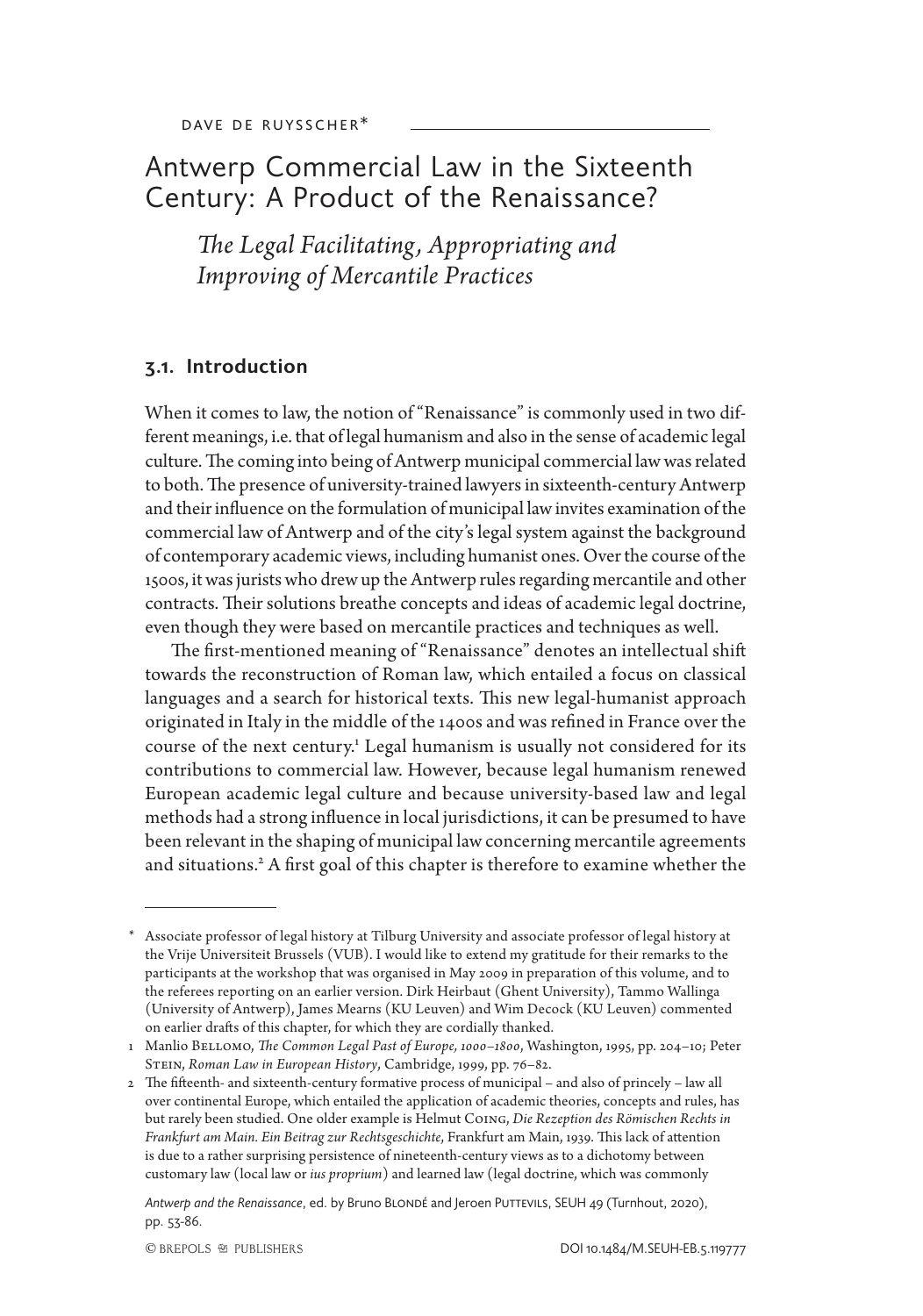DAVE DE RUYSSCHER*

# Antwerp Commercial Law in the Sixteenth Century: A Product of the Renaissance?

## *The Legal Facilitating, Appropriating and Improving of Mercantile Practices*

### 3.1. Introduction

When it comes to law, the notion of "Renaissance" is commonly used in two different meanings, i.e. that of legal humanism and also in the sense of academic legal culture. The coming into being of Antwerp municipal commercial law was related to both. The presence of university-trained lawyers in sixteenth-century Antwerp and their influence on the formulation of municipal law invites examination of the commercial law of Antwerp and of the city's legal system against the background of contemporary academic views, including humanist ones. Over the course of the 1500s, it was jurists who drew up the Antwerp rules regarding mercantile and other contracts. Their solutions breathe concepts and ideas of academic legal doctrine, even though they were based on mercantile practices and techniques as well.

The first-mentioned meaning of "Renaissance" denotes an intellectual shift towards the reconstruction of Roman law, which entailed a focus on classical languages and a search for historical texts. This new legal-humanist approach originated in Italy in the middle of the 1400s and was refined in France over the course of the next century.[1] Legal humanism is usually not considered for its contributions to commercial law. However, because legal humanism renewed European academic legal culture and because university-based law and legal methods had a strong influence in local jurisdictions, it can be presumed to have been relevant in the shaping of municipal law concerning mercantile agreements and situations.[2] A first goal of this chapter is therefore to examine whether the

---

\* Associate professor of legal history at Tilburg University and associate professor of legal history at the Vrije Universiteit Brussels (VUB). I would like to extend my gratitude for their remarks to the participants at the workshop that was organised in May 2009 in preparation of this volume, and to the referees reporting on an earlier version. Dirk Heirbaut (Ghent University), Tammo Wallinga (University of Antwerp), James Mearns (KU Leuven) and Wim Decock (KU Leuven) commented on earlier drafts of this chapter, for which they are cordially thanked.

1 Manlio Bellomo, *The Common Legal Past of Europe, 1000–1800*, Washington, 1995, pp. 204–10; Peter Stein, *Roman Law in European History*, Cambridge, 1999, pp. 76–82.

2 The fifteenth- and sixteenth-century formative process of municipal – and also of princely – law all over continental Europe, which entailed the application of academic theories, concepts and rules, has but rarely been studied. One older example is Helmut Coing, *Die Rezeption des Römischen Rechts in Frankfurt am Main. Ein Beitrag zur Rechtsgeschichte*, Frankfurt am Main, 1939. This lack of attention is due to a rather surprising persistence of nineteenth-century views as to a dichotomy between customary law (local law or *ius proprium*) and learned law (legal doctrine, which was commonly

*Antwerp and the Renaissance*, ed. by Bruno Blondé and Jeroen Puttevils, SEUH 49 (Turnhout, 2020), pp. 53-86.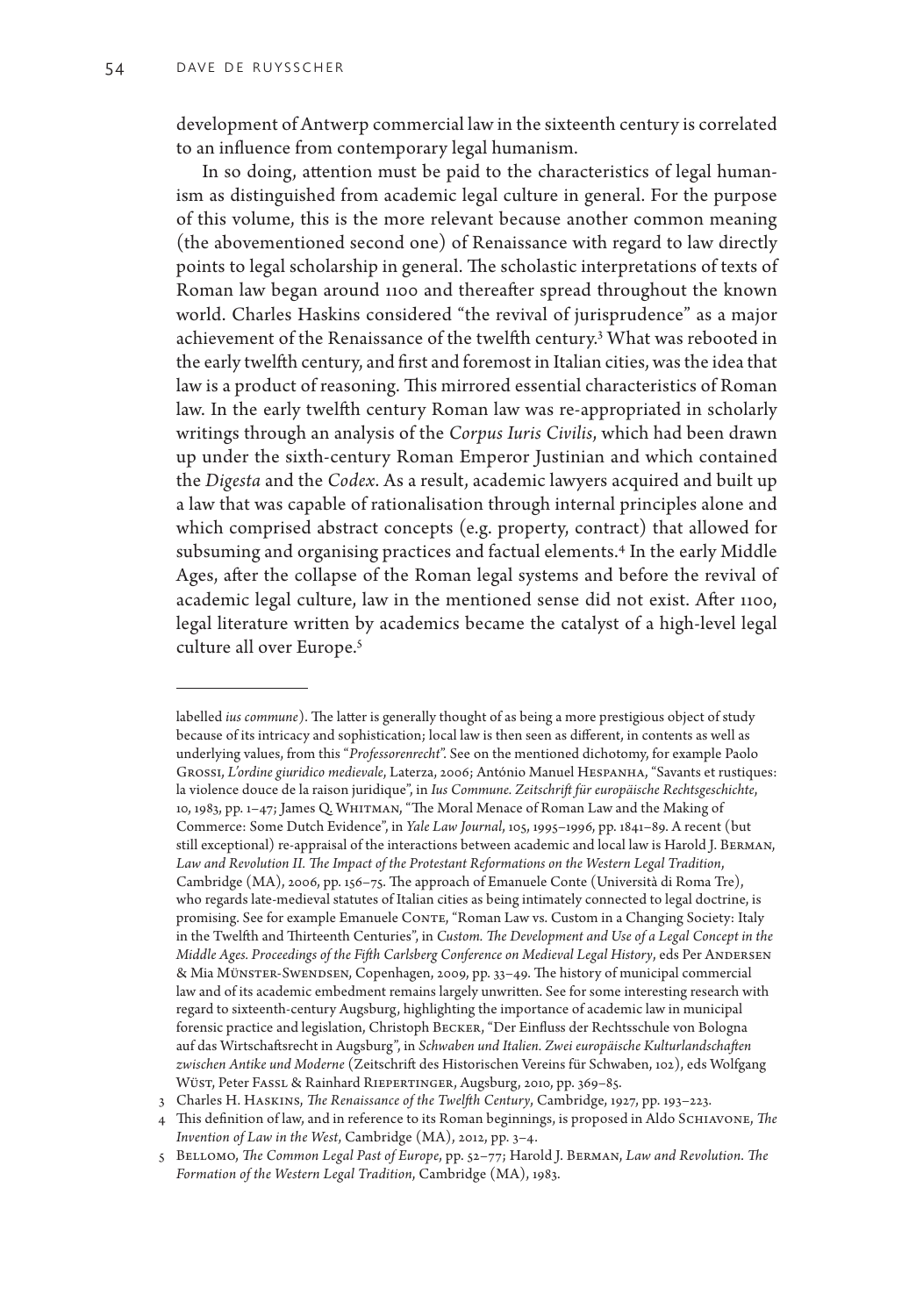development of Antwerp commercial law in the sixteenth century is correlated to an influence from contemporary legal humanism.

In so doing, attention must be paid to the characteristics of legal humanism as distinguished from academic legal culture in general. For the purpose of this volume, this is the more relevant because another common meaning (the abovementioned second one) of Renaissance with regard to law directly points to legal scholarship in general. The scholastic interpretations of texts of Roman law began around 1100 and thereafter spread throughout the known world. Charles Haskins considered "the revival of jurisprudence" as a major achievement of the Renaissance of the twelfth century.[3] What was rebooted in the early twelfth century, and first and foremost in Italian cities, was the idea that law is a product of reasoning. This mirrored essential characteristics of Roman law. In the early twelfth century Roman law was re-appropriated in scholarly writings through an analysis of the *Corpus Iuris Civilis*, which had been drawn up under the sixth-century Roman Emperor Justinian and which contained the *Digesta* and the *Codex*. As a result, academic lawyers acquired and built up a law that was capable of rationalisation through internal principles alone and which comprised abstract concepts (e.g. property, contract) that allowed for subsuming and organising practices and factual elements.[4] In the early Middle Ages, after the collapse of the Roman legal systems and before the revival of academic legal culture, law in the mentioned sense did not exist. After 1100, legal literature written by academics became the catalyst of a high-level legal culture all over Europe.[5]

---

labelled *ius commune*). The latter is generally thought of as being a more prestigious object of study because of its intricacy and sophistication; local law is then seen as different, in contents as well as underlying values, from this "*Professorenrecht*". See on the mentioned dichotomy, for example Paolo Grossi, *L'ordine giuridico medievale*, Laterza, 2006; António Manuel Hespanha, "Savants et rustiques: la violence douce de la raison juridique", in *Ius Commune. Zeitschrift für europäische Rechtsgeschichte*, 10, 1983, pp. 1–47; James Q. Whitman, "The Moral Menace of Roman Law and the Making of Commerce: Some Dutch Evidence", in *Yale Law Journal*, 105, 1995–1996, pp. 1841–89. A recent (but still exceptional) re-appraisal of the interactions between academic and local law is Harold J. Berman, *Law and Revolution II. The Impact of the Protestant Reformations on the Western Legal Tradition*, Cambridge (MA), 2006, pp. 156–75. The approach of Emanuele Conte (Università di Roma Tre), who regards late-medieval statutes of Italian cities as being intimately connected to legal doctrine, is promising. See for example Emanuele Conte, "Roman Law vs. Custom in a Changing Society: Italy in the Twelfth and Thirteenth Centuries", in *Custom. The Development and Use of a Legal Concept in the Middle Ages. Proceedings of the Fifth Carlsberg Conference on Medieval Legal History*, eds Per Andersen & Mia Münster-Swendsen, Copenhagen, 2009, pp. 33–49. The history of municipal commercial law and of its academic embedment remains largely unwritten. See for some interesting research with regard to sixteenth-century Augsburg, highlighting the importance of academic law in municipal forensic practice and legislation, Christoph Becker, "Der Einfluss der Rechtsschule von Bologna auf das Wirtschaftsrecht in Augsburg", in *Schwaben und Italien. Zwei europäische Kulturlandschaften zwischen Antike und Moderne* (Zeitschrift des Historischen Vereins für Schwaben, 102), eds Wolfgang Wüst, Peter Fassl & Rainhard Riepertinger, Augsburg, 2010, pp. 369–85.

3 Charles H. Haskins, *The Renaissance of the Twelfth Century*, Cambridge, 1927, pp. 193–223.

4 This definition of law, and in reference to its Roman beginnings, is proposed in Aldo Schiavone, *The Invention of Law in the West*, Cambridge (MA), 2012, pp. 3–4.

5 Bellomo, *The Common Legal Past of Europe*, pp. 52–77; Harold J. Berman, *Law and Revolution. The Formation of the Western Legal Tradition*, Cambridge (MA), 1983.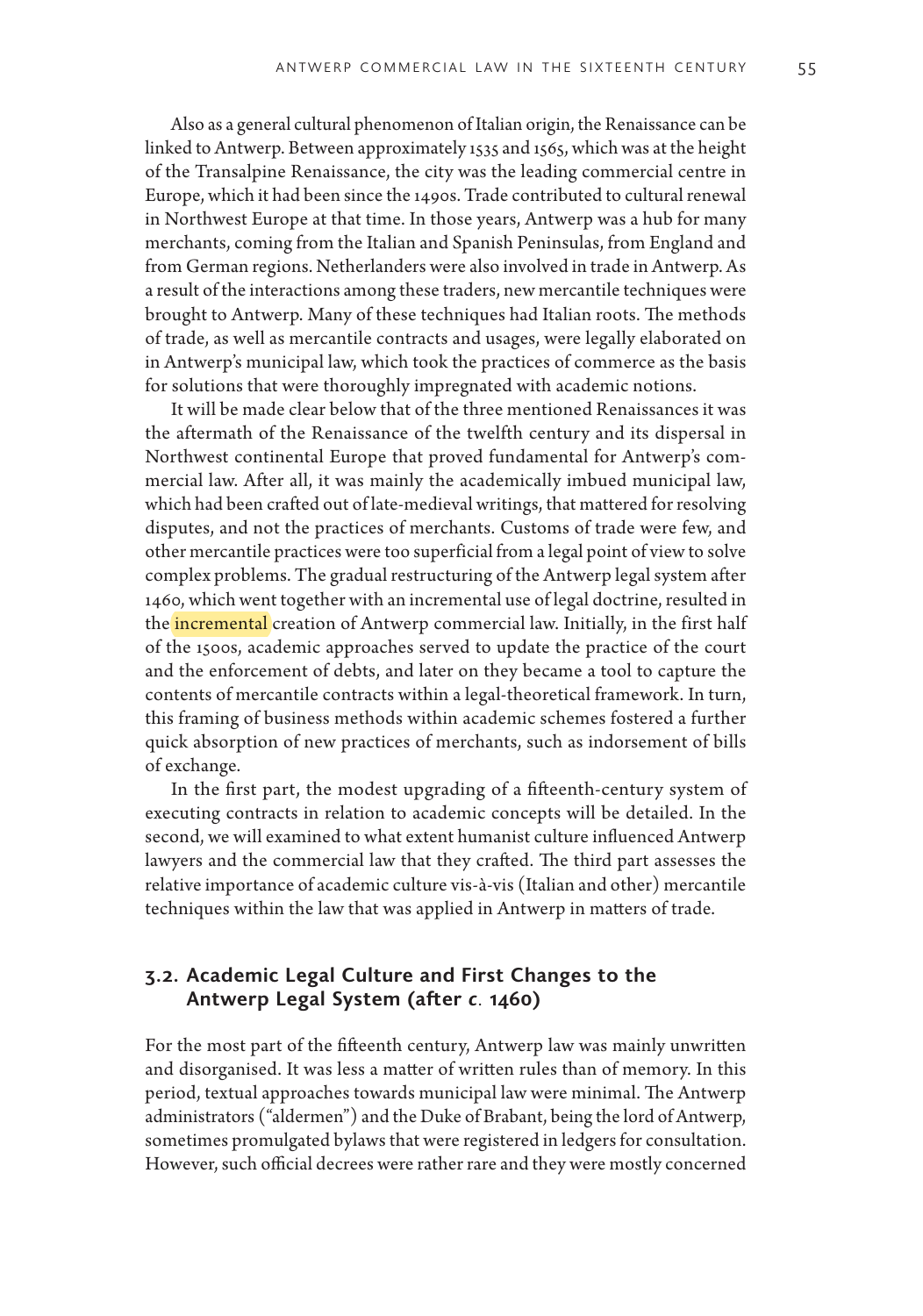Also as a general cultural phenomenon of Italian origin, the Renaissance can be linked to Antwerp. Between approximately 1535 and 1565, which was at the height of the Transalpine Renaissance, the city was the leading commercial centre in Europe, which it had been since the 1490s. Trade contributed to cultural renewal in Northwest Europe at that time. In those years, Antwerp was a hub for many merchants, coming from the Italian and Spanish Peninsulas, from England and from German regions. Netherlanders were also involved in trade in Antwerp. As a result of the interactions among these traders, new mercantile techniques were brought to Antwerp. Many of these techniques had Italian roots. The methods of trade, as well as mercantile contracts and usages, were legally elaborated on in Antwerp's municipal law, which took the practices of commerce as the basis for solutions that were thoroughly impregnated with academic notions.

It will be made clear below that of the three mentioned Renaissances it was the aftermath of the Renaissance of the twelfth century and its dispersal in Northwest continental Europe that proved fundamental for Antwerp's commercial law. After all, it was mainly the academically imbued municipal law, which had been crafted out of late-medieval writings, that mattered for resolving disputes, and not the practices of merchants. Customs of trade were few, and other mercantile practices were too superficial from a legal point of view to solve complex problems. The gradual restructuring of the Antwerp legal system after 1460, which went together with an incremental use of legal doctrine, resulted in the incremental creation of Antwerp commercial law. Initially, in the first half of the 1500s, academic approaches served to update the practice of the court and the enforcement of debts, and later on they became a tool to capture the contents of mercantile contracts within a legal-theoretical framework. In turn, this framing of business methods within academic schemes fostered a further quick absorption of new practices of merchants, such as indorsement of bills of exchange.

In the first part, the modest upgrading of a fifteenth-century system of executing contracts in relation to academic concepts will be detailed. In the second, we will examined to what extent humanist culture influenced Antwerp lawyers and the commercial law that they crafted. The third part assesses the relative importance of academic culture vis-à-vis (Italian and other) mercantile techniques within the law that was applied in Antwerp in matters of trade.

## 3.2. Academic Legal Culture and First Changes to the Antwerp Legal System (after *c*. 1460)

For the most part of the fifteenth century, Antwerp law was mainly unwritten and disorganised. It was less a matter of written rules than of memory. In this period, textual approaches towards municipal law were minimal. The Antwerp administrators ("aldermen") and the Duke of Brabant, being the lord of Antwerp, sometimes promulgated bylaws that were registered in ledgers for consultation. However, such official decrees were rather rare and they were mostly concerned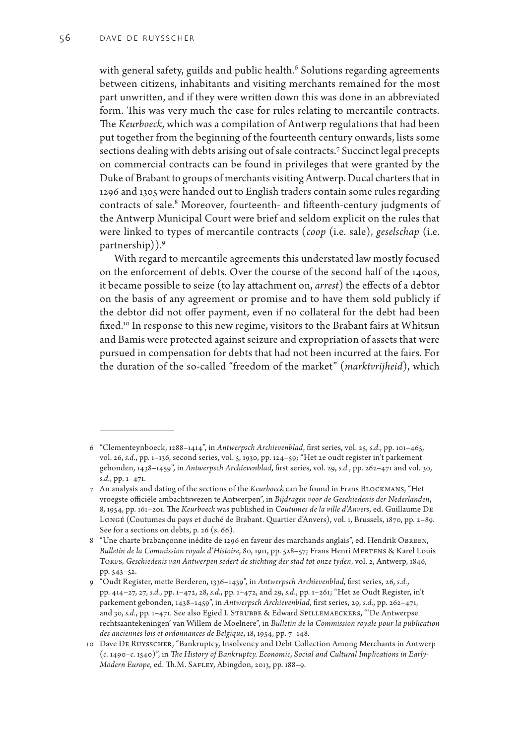with general safety, guilds and public health.[6] Solutions regarding agreements between citizens, inhabitants and visiting merchants remained for the most part unwritten, and if they were written down this was done in an abbreviated form. This was very much the case for rules relating to mercantile contracts. The *Keurboeck*, which was a compilation of Antwerp regulations that had been put together from the beginning of the fourteenth century onwards, lists some sections dealing with debts arising out of sale contracts.[7] Succinct legal precepts on commercial contracts can be found in privileges that were granted by the Duke of Brabant to groups of merchants visiting Antwerp. Ducal charters that in 1296 and 1305 were handed out to English traders contain some rules regarding contracts of sale.[8] Moreover, fourteenth- and fifteenth-century judgments of the Antwerp Municipal Court were brief and seldom explicit on the rules that were linked to types of mercantile contracts (*coop* (i.e. sale), *geselschap* (i.e. partnership)).[9]

With regard to mercantile agreements this understated law mostly focused on the enforcement of debts. Over the course of the second half of the 1400s, it became possible to seize (to lay attachment on, *arrest*) the effects of a debtor on the basis of any agreement or promise and to have them sold publicly if the debtor did not offer payment, even if no collateral for the debt had been fixed.[10] In response to this new regime, visitors to the Brabant fairs at Whitsun and Bamis were protected against seizure and expropriation of assets that were pursued in compensation for debts that had not been incurred at the fairs. For the duration of the so-called "freedom of the market" (*marktvrijheid*), which

---

6 "Clementeynboeck, 1288–1414", in *Antwerpsch Archievenblad*, first series, vol. 25, *s.d.*, pp. 101–465, vol. 26, *s.d.*, pp. 1–136, second series, vol. 5, 1930, pp. 124–59; "Het 2e oudt register in't parkement gebonden, 1438–1459", in *Antwerpsch Archievenblad*, first series, vol. 29, *s.d.*, pp. 262–471 and vol. 30, *s.d.*, pp. 1–471.

7 An analysis and dating of the sections of the *Keurboeck* can be found in Frans Blockmans, "Het vroegste officiële ambachtswezen te Antwerpen", in *Bijdragen voor de Geschiedenis der Nederlanden*, 8, 1954, pp. 161–201. The *Keurboeck* was published in *Coutumes de la ville d'Anvers*, ed. Guillaume De Longé (Coutumes du pays et duché de Brabant. Quartier d'Anvers), vol. 1, Brussels, 1870, pp. 2–89. See for a sections on debts, p. 26 (s. 66).

8 "Une charte brabançonne inédite de 1296 en faveur des marchands anglais", ed. Hendrik Obreen, *Bulletin de la Commission royale d'Histoire*, 80, 1911, pp. 528–57; Frans Henri Mertens & Karel Louis Torfs, *Geschiedenis van Antwerpen sedert de stichting der stad tot onze tyden*, vol. 2, Antwerp, 1846, pp. 543–52.

9 "Oudt Register, mette Berderen, 1336–1439", in *Antwerpsch Archievenblad*, first series, 26, *s.d.*, pp. 414–27, 27, *s.d.*, pp. 1–472, 28, *s.d.*, pp. 1–472, and 29, *s.d.*, pp. 1–261; "Het 2e Oudt Register, in't parkement gebonden, 1438–1459", in *Antwerpsch Archievenblad*, first series, 29, *s.d.*, pp. 262–471, and 30, *s.d.*, pp. 1–471. See also Egied I. Strubbe & Edward Spillemaeckers, "'De Antwerpse rechtsaantekeningen' van Willem de Moelnere", in *Bulletin de la Commission royale pour la publication des anciennes lois et ordonnances de Belgique*, 18, 1954, pp. 7–148.

10 Dave De Ruysscher, "Bankruptcy, Insolvency and Debt Collection Among Merchants in Antwerp (*c.* 1490–*c.* 1540)", in *The History of Bankruptcy. Economic, Social and Cultural Implications in Early-Modern Europe*, ed. Th.M. Safley, Abingdon, 2013, pp. 188–9.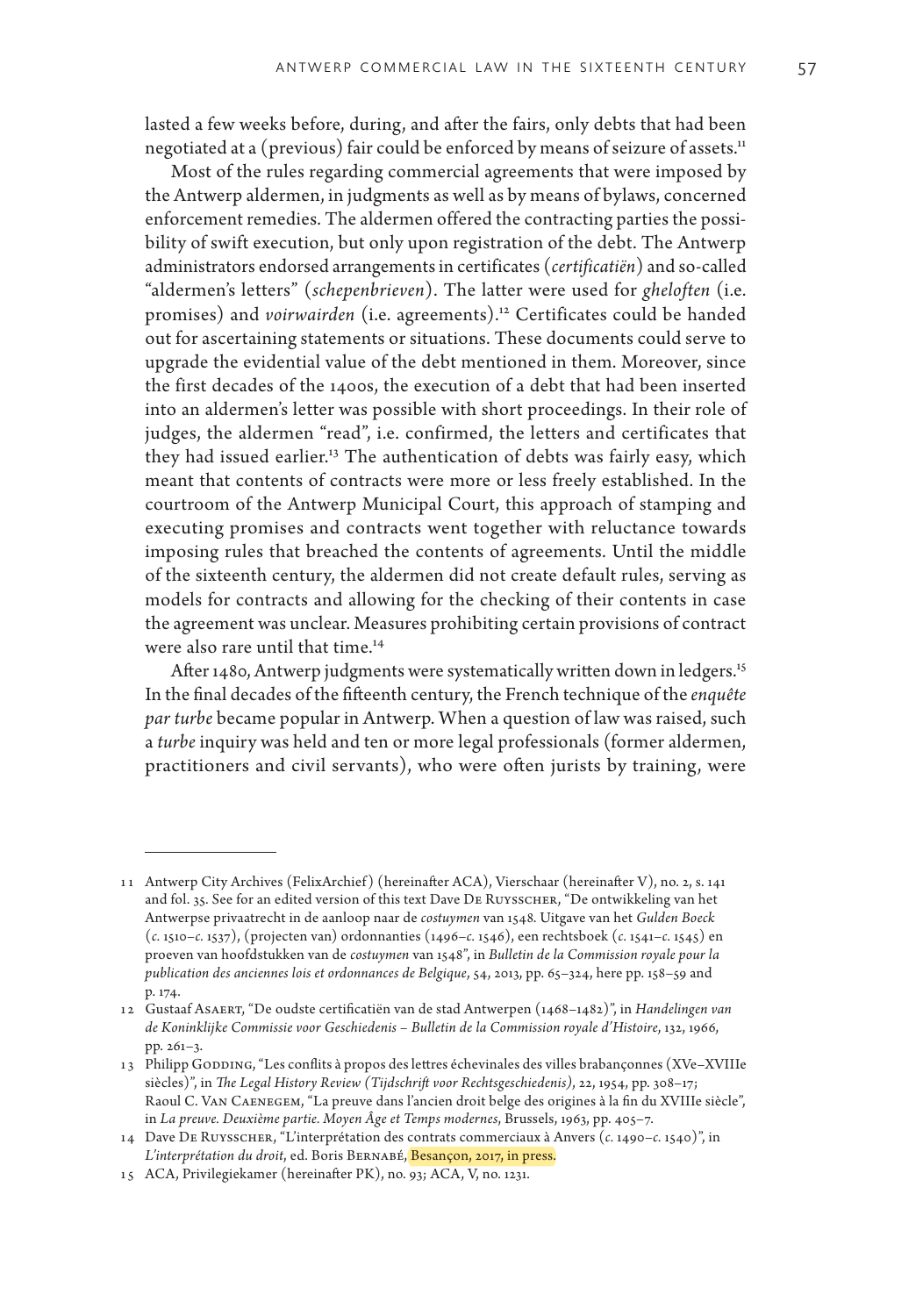lasted a few weeks before, during, and after the fairs, only debts that had been negotiated at a (previous) fair could be enforced by means of seizure of assets.[11]

Most of the rules regarding commercial agreements that were imposed by the Antwerp aldermen, in judgments as well as by means of bylaws, concerned enforcement remedies. The aldermen offered the contracting parties the possibility of swift execution, but only upon registration of the debt. The Antwerp administrators endorsed arrangements in certificates (*certificatiën*) and so-called "aldermen's letters" (*schepenbrieven*). The latter were used for *gheloften* (i.e. promises) and *voirwairden* (i.e. agreements).[12] Certificates could be handed out for ascertaining statements or situations. These documents could serve to upgrade the evidential value of the debt mentioned in them. Moreover, since the first decades of the 1400s, the execution of a debt that had been inserted into an aldermen's letter was possible with short proceedings. In their role of judges, the aldermen "read", i.e. confirmed, the letters and certificates that they had issued earlier.[13] The authentication of debts was fairly easy, which meant that contents of contracts were more or less freely established. In the courtroom of the Antwerp Municipal Court, this approach of stamping and executing promises and contracts went together with reluctance towards imposing rules that breached the contents of agreements. Until the middle of the sixteenth century, the aldermen did not create default rules, serving as models for contracts and allowing for the checking of their contents in case the agreement was unclear. Measures prohibiting certain provisions of contract were also rare until that time.[14]

After 1480, Antwerp judgments were systematically written down in ledgers.[15] In the final decades of the fifteenth century, the French technique of the *enquête par turbe* became popular in Antwerp. When a question of law was raised, such a *turbe* inquiry was held and ten or more legal professionals (former aldermen, practitioners and civil servants), who were often jurists by training, were

---

11 Antwerp City Archives (FelixArchief) (hereinafter ACA), Vierschaar (hereinafter V), no. 2, s. 141 and fol. 35. See for an edited version of this text Dave De Ruysscher, "De ontwikkeling van het Antwerpse privaatrecht in de aanloop naar de *costuymen* van 1548. Uitgave van het *Gulden Boeck* (*c.* 1510–*c.* 1537), (projecten van) ordonnanties (1496–*c.* 1546), een rechtsboek (*c.* 1541–*c.* 1545) en proeven van hoofdstukken van de *costuymen* van 1548", in *Bulletin de la Commission royale pour la publication des anciennes lois et ordonnances de Belgique*, 54, 2013, pp. 65–324, here pp. 158–59 and p. 174.

12 Gustaaf Asaert, "De oudste certificatiën van de stad Antwerpen (1468–1482)", in *Handelingen van de Koninklijke Commissie voor Geschiedenis – Bulletin de la Commission royale d'Histoire*, 132, 1966, pp. 261–3.

13 Philipp Godding, "Les conflits à propos des lettres échevinales des villes brabançonnes (XVe–XVIIIe siècles)", in *The Legal History Review (Tijdschrift voor Rechtsgeschiedenis)*, 22, 1954, pp. 308–17; Raoul C. Van Caenegem, "La preuve dans l'ancien droit belge des origines à la fin du XVIIIe siècle", in *La preuve. Deuxième partie. Moyen Âge et Temps modernes*, Brussels, 1963, pp. 405–7.

14 Dave De Ruysscher, "L'interprétation des contrats commerciaux à Anvers (*c.* 1490–*c.* 1540)", in *L'interprétation du droit*, ed. Boris Bernabé, Besançon, 2017, in press.

15 ACA, Privilegiekamer (hereinafter PK), no. 93; ACA, V, no. 1231.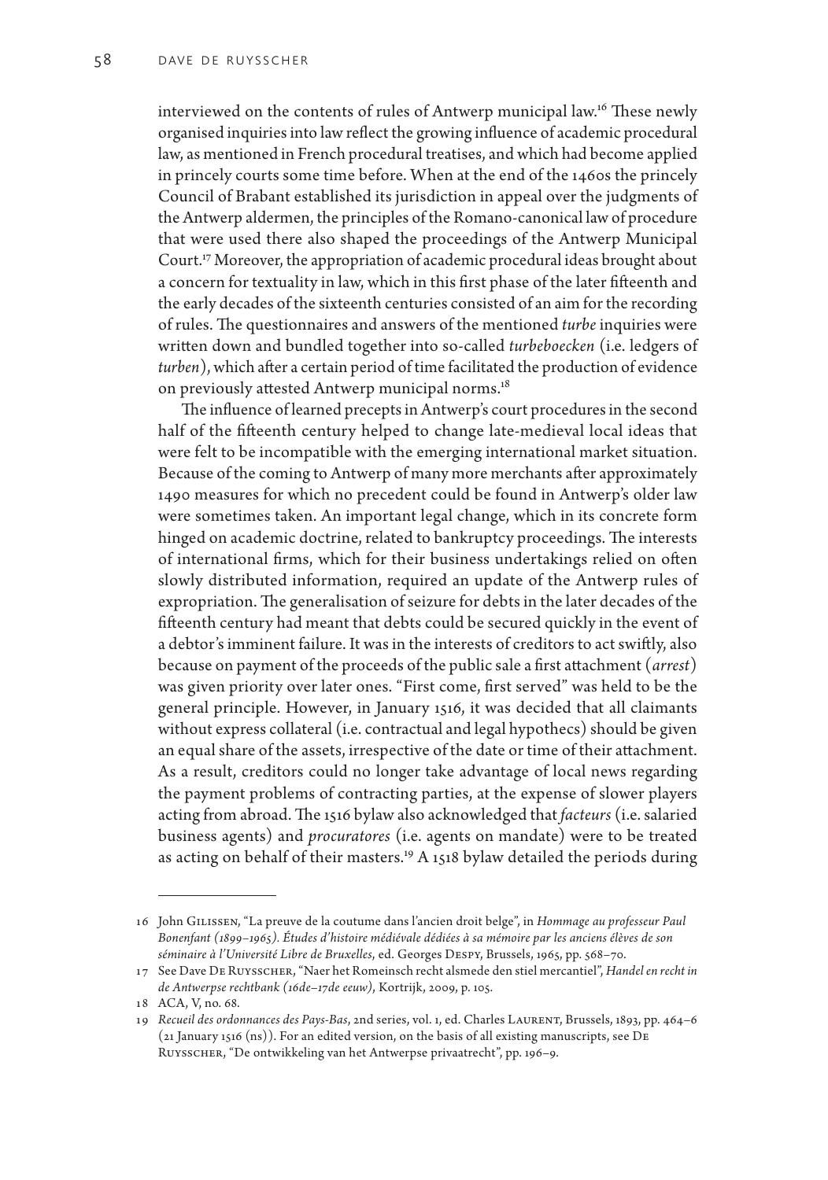interviewed on the contents of rules of Antwerp municipal law.[16] These newly organised inquiries into law reflect the growing influence of academic procedural law, as mentioned in French procedural treatises, and which had become applied in princely courts some time before. When at the end of the 1460s the princely Council of Brabant established its jurisdiction in appeal over the judgments of the Antwerp aldermen, the principles of the Romano-canonical law of procedure that were used there also shaped the proceedings of the Antwerp Municipal Court.[17] Moreover, the appropriation of academic procedural ideas brought about a concern for textuality in law, which in this first phase of the later fifteenth and the early decades of the sixteenth centuries consisted of an aim for the recording of rules. The questionnaires and answers of the mentioned *turbe* inquiries were written down and bundled together into so-called *turbeboecken* (i.e. ledgers of *turben*), which after a certain period of time facilitated the production of evidence on previously attested Antwerp municipal norms.[18]

The influence of learned precepts in Antwerp's court procedures in the second half of the fifteenth century helped to change late-medieval local ideas that were felt to be incompatible with the emerging international market situation. Because of the coming to Antwerp of many more merchants after approximately 1490 measures for which no precedent could be found in Antwerp's older law were sometimes taken. An important legal change, which in its concrete form hinged on academic doctrine, related to bankruptcy proceedings. The interests of international firms, which for their business undertakings relied on often slowly distributed information, required an update of the Antwerp rules of expropriation. The generalisation of seizure for debts in the later decades of the fifteenth century had meant that debts could be secured quickly in the event of a debtor's imminent failure. It was in the interests of creditors to act swiftly, also because on payment of the proceeds of the public sale a first attachment (*arrest*) was given priority over later ones. "First come, first served" was held to be the general principle. However, in January 1516, it was decided that all claimants without express collateral (i.e. contractual and legal hypothecs) should be given an equal share of the assets, irrespective of the date or time of their attachment. As a result, creditors could no longer take advantage of local news regarding the payment problems of contracting parties, at the expense of slower players acting from abroad. The 1516 bylaw also acknowledged that *facteurs* (i.e. salaried business agents) and *procuratores* (i.e. agents on mandate) were to be treated as acting on behalf of their masters.[19] A 1518 bylaw detailed the periods during

---

16 John Gilissen, "La preuve de la coutume dans l'ancien droit belge", in *Hommage au professeur Paul Bonenfant (1899–1965). Études d'histoire médiévale dédiées à sa mémoire par les anciens élèves de son séminaire à l'Université Libre de Bruxelles*, ed. Georges Despy, Brussels, 1965, pp. 568–70.

17 See Dave De Ruysscher, "Naer het Romeinsch recht alsmede den stiel mercantiel", *Handel en recht in de Antwerpse rechtbank (16de–17de eeuw)*, Kortrijk, 2009, p. 105.

18 ACA, V, no. 68.

19 *Recueil des ordonnances des Pays-Bas*, 2nd series, vol. 1, ed. Charles Laurent, Brussels, 1893, pp. 464–6 (21 January 1516 (ns)). For an edited version, on the basis of all existing manuscripts, see De Ruysscher, "De ontwikkeling van het Antwerpse privaatrecht", pp. 196–9.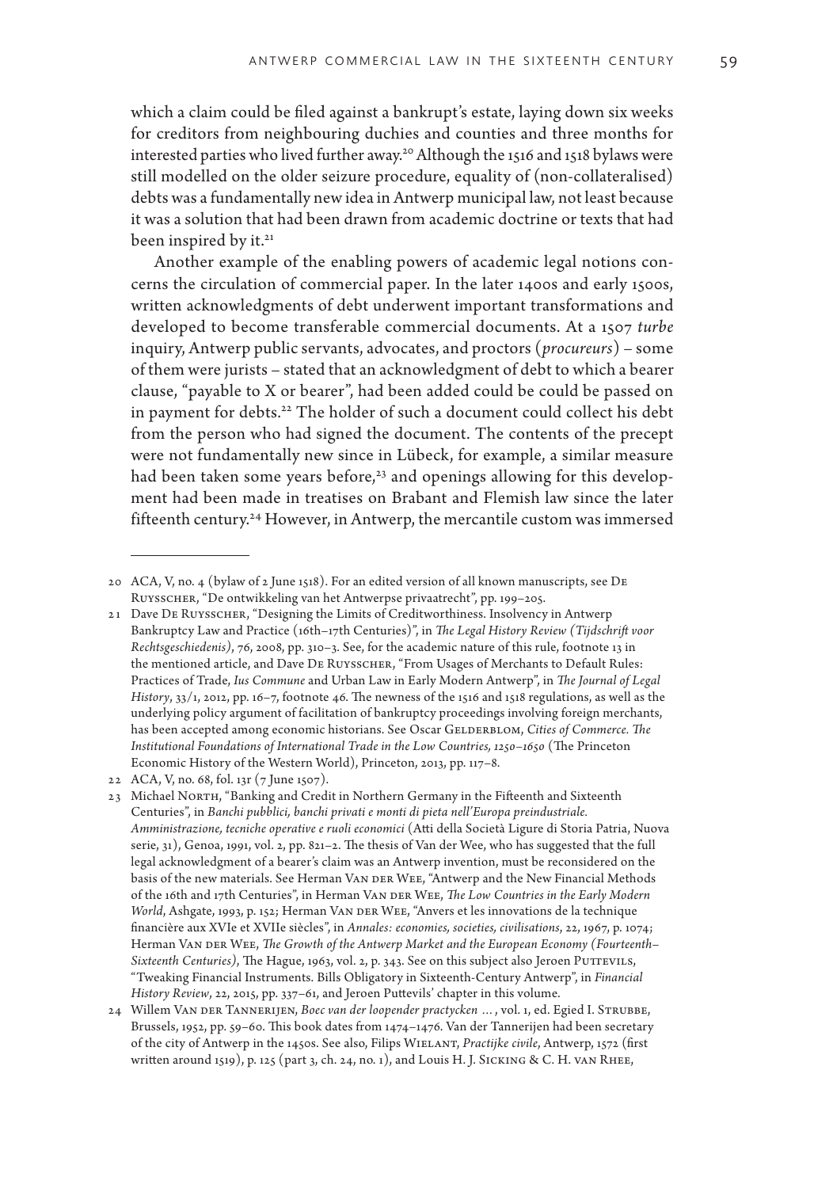which a claim could be filed against a bankrupt's estate, laying down six weeks for creditors from neighbouring duchies and counties and three months for interested parties who lived further away.[20] Although the 1516 and 1518 bylaws were still modelled on the older seizure procedure, equality of (non-collateralised) debts was a fundamentally new idea in Antwerp municipal law, not least because it was a solution that had been drawn from academic doctrine or texts that had been inspired by it.[21]

Another example of the enabling powers of academic legal notions concerns the circulation of commercial paper. In the later 1400s and early 1500s, written acknowledgments of debt underwent important transformations and developed to become transferable commercial documents. At a 1507 *turbe* inquiry, Antwerp public servants, advocates, and proctors (*procureurs*) – some of them were jurists – stated that an acknowledgment of debt to which a bearer clause, "payable to X or bearer", had been added could be could be passed on in payment for debts.[22] The holder of such a document could collect his debt from the person who had signed the document. The contents of the precept were not fundamentally new since in Lübeck, for example, a similar measure had been taken some years before,[23] and openings allowing for this development had been made in treatises on Brabant and Flemish law since the later fifteenth century.[24] However, in Antwerp, the mercantile custom was immersed

---

20 ACA, V, no. 4 (bylaw of 2 June 1518). For an edited version of all known manuscripts, see De Ruysscher, "De ontwikkeling van het Antwerpse privaatrecht", pp. 199–205.

21 Dave De Ruysscher, "Designing the Limits of Creditworthiness. Insolvency in Antwerp Bankruptcy Law and Practice (16th–17th Centuries)", in *The Legal History Review (Tijdschrift voor Rechtsgeschiedenis)*, 76, 2008, pp. 310–3. See, for the academic nature of this rule, footnote 13 in the mentioned article, and Dave De Ruysscher, "From Usages of Merchants to Default Rules: Practices of Trade, *Ius Commune* and Urban Law in Early Modern Antwerp", in *The Journal of Legal History*, 33/1, 2012, pp. 16–7, footnote 46. The newness of the 1516 and 1518 regulations, as well as the underlying policy argument of facilitation of bankruptcy proceedings involving foreign merchants, has been accepted among economic historians. See Oscar Gelderblom, *Cities of Commerce. The Institutional Foundations of International Trade in the Low Countries, 1250–1650* (The Princeton Economic History of the Western World), Princeton, 2013, pp. 117–8.

22 ACA, V, no. 68, fol. 13r (7 June 1507).

23 Michael North, "Banking and Credit in Northern Germany in the Fifteenth and Sixteenth Centuries", in *Banchi pubblici, banchi privati e monti di pieta nell'Europa preindustriale. Amministrazione, tecniche operative e ruoli economici* (Atti della Società Ligure di Storia Patria, Nuova serie, 31), Genoa, 1991, vol. 2, pp. 821–2. The thesis of Van der Wee, who has suggested that the full legal acknowledgment of a bearer's claim was an Antwerp invention, must be reconsidered on the basis of the new materials. See Herman Van der Wee, "Antwerp and the New Financial Methods of the 16th and 17th Centuries", in Herman Van der Wee, *The Low Countries in the Early Modern World*, Ashgate, 1993, p. 152; Herman Van der Wee, "Anvers et les innovations de la technique financière aux XVIe et XVIIe siècles", in *Annales: economies, societies, civilisations*, 22, 1967, p. 1074; Herman Van der Wee, *The Growth of the Antwerp Market and the European Economy (Fourteenth–Sixteenth Centuries)*, The Hague, 1963, vol. 2, p. 343. See on this subject also Jeroen Puttevils, "Tweaking Financial Instruments. Bills Obligatory in Sixteenth-Century Antwerp", in *Financial History Review*, 22, 2015, pp. 337–61, and Jeroen Puttevils' chapter in this volume.

24 Willem Van der Tannerijen, *Boec van der loopender practycken ...*, vol. 1, ed. Egied I. Strubbe, Brussels, 1952, pp. 59–60. This book dates from 1474–1476. Van der Tannerijen had been secretary of the city of Antwerp in the 1450s. See also, Filips Wielant, *Practijke civile*, Antwerp, 1572 (first written around 1519), p. 125 (part 3, ch. 24, no. 1), and Louis H. J. Sicking & C. H. van Rhee,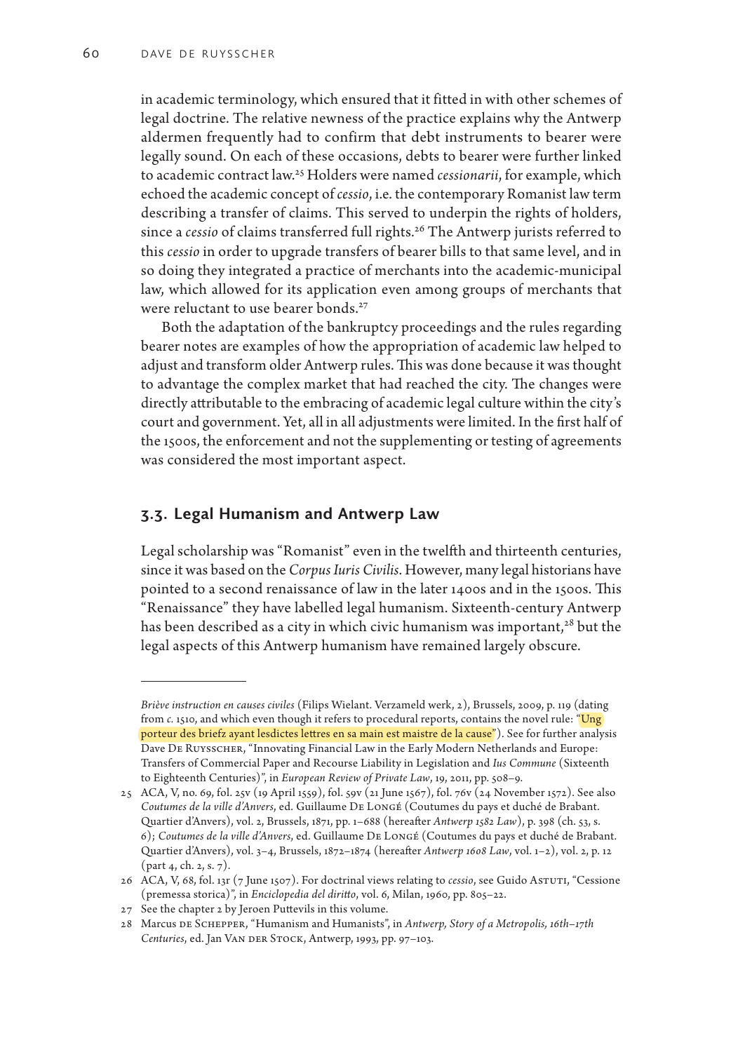in academic terminology, which ensured that it fitted in with other schemes of legal doctrine. The relative newness of the practice explains why the Antwerp aldermen frequently had to confirm that debt instruments to bearer were legally sound. On each of these occasions, debts to bearer were further linked to academic contract law.[25] Holders were named *cessionarii*, for example, which echoed the academic concept of *cessio*, i.e. the contemporary Romanist law term describing a transfer of claims. This served to underpin the rights of holders, since a *cessio* of claims transferred full rights.[26] The Antwerp jurists referred to this *cessio* in order to upgrade transfers of bearer bills to that same level, and in so doing they integrated a practice of merchants into the academic-municipal law, which allowed for its application even among groups of merchants that were reluctant to use bearer bonds.[27]

Both the adaptation of the bankruptcy proceedings and the rules regarding bearer notes are examples of how the appropriation of academic law helped to adjust and transform older Antwerp rules. This was done because it was thought to advantage the complex market that had reached the city. The changes were directly attributable to the embracing of academic legal culture within the city's court and government. Yet, all in all adjustments were limited. In the first half of the 1500s, the enforcement and not the supplementing or testing of agreements was considered the most important aspect.

## 3.3. Legal Humanism and Antwerp Law

Legal scholarship was "Romanist" even in the twelfth and thirteenth centuries, since it was based on the *Corpus Iuris Civilis*. However, many legal historians have pointed to a second renaissance of law in the later 1400s and in the 1500s. This "Renaissance" they have labelled legal humanism. Sixteenth-century Antwerp has been described as a city in which civic humanism was important,[28] but the legal aspects of this Antwerp humanism have remained largely obscure.

---

*Briève instruction en causes civiles* (Filips Wielant. Verzameld werk, 2), Brussels, 2009, p. 119 (dating from *c.* 1510, and which even though it refers to procedural reports, contains the novel rule: "Ung porteur des briefz ayant lesdictes lettres en sa main est maistre de la cause"). See for further analysis Dave De Ruysscher, "Innovating Financial Law in the Early Modern Netherlands and Europe: Transfers of Commercial Paper and Recourse Liability in Legislation and *Ius Commune* (Sixteenth to Eighteenth Centuries)", in *European Review of Private Law*, 19, 2011, pp. 508–9.

25 ACA, V, no. 69, fol. 25v (19 April 1559), fol. 59v (21 June 1567), fol. 76v (24 November 1572). See also *Coutumes de la ville d'Anvers*, ed. Guillaume De Longé (Coutumes du pays et duché de Brabant. Quartier d'Anvers), vol. 2, Brussels, 1871, pp. 1–688 (hereafter *Antwerp 1582 Law*), p. 398 (ch. 53, s. 6); *Coutumes de la ville d'Anvers*, ed. Guillaume De Longé (Coutumes du pays et duché de Brabant. Quartier d'Anvers), vol. 3–4, Brussels, 1872–1874 (hereafter *Antwerp 1608 Law*, vol. 1–2), vol. 2, p. 12 (part 4, ch. 2, s. 7).

26 ACA, V, 68, fol. 13r (7 June 1507). For doctrinal views relating to *cessio*, see Guido Astuti, "Cessione (premessa storica)", in *Enciclopedia del diritto*, vol. 6, Milan, 1960, pp. 805–22.

27 See the chapter 2 by Jeroen Puttevils in this volume.

28 Marcus de Schepper, "Humanism and Humanists", in *Antwerp, Story of a Metropolis, 16th–17th Centuries*, ed. Jan Van der Stock, Antwerp, 1993, pp. 97–103.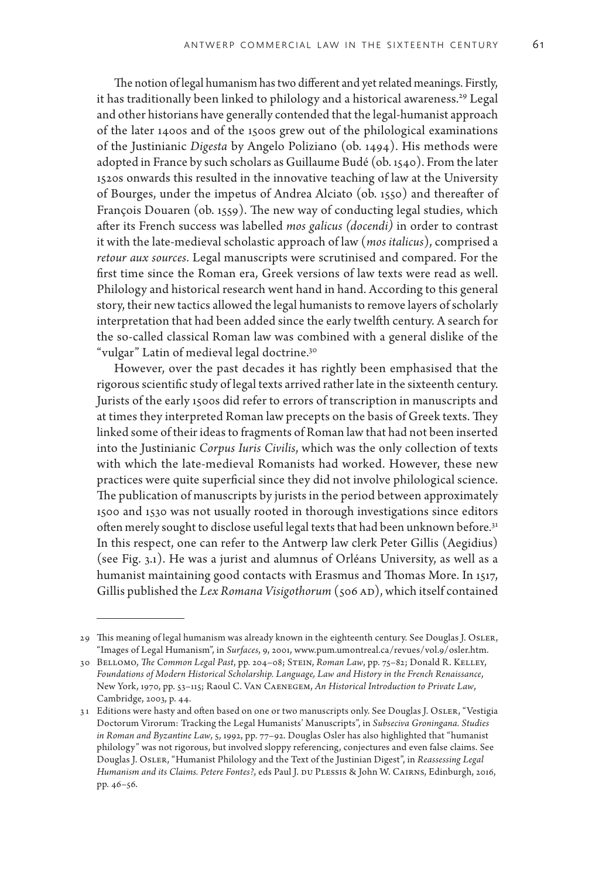The notion of legal humanism has two different and yet related meanings. Firstly, it has traditionally been linked to philology and a historical awareness.[29] Legal and other historians have generally contended that the legal-humanist approach of the later 1400s and of the 1500s grew out of the philological examinations of the Justinianic *Digesta* by Angelo Poliziano (ob. 1494). His methods were adopted in France by such scholars as Guillaume Budé (ob. 1540). From the later 1520s onwards this resulted in the innovative teaching of law at the University of Bourges, under the impetus of Andrea Alciato (ob. 1550) and thereafter of François Douaren (ob. 1559). The new way of conducting legal studies, which after its French success was labelled *mos galicus (docendi)* in order to contrast it with the late-medieval scholastic approach of law (*mos italicus*), comprised a *retour aux sources*. Legal manuscripts were scrutinised and compared. For the first time since the Roman era, Greek versions of law texts were read as well. Philology and historical research went hand in hand. According to this general story, their new tactics allowed the legal humanists to remove layers of scholarly interpretation that had been added since the early twelfth century. A search for the so-called classical Roman law was combined with a general dislike of the "vulgar" Latin of medieval legal doctrine.[30]

However, over the past decades it has rightly been emphasised that the rigorous scientific study of legal texts arrived rather late in the sixteenth century. Jurists of the early 1500s did refer to errors of transcription in manuscripts and at times they interpreted Roman law precepts on the basis of Greek texts. They linked some of their ideas to fragments of Roman law that had not been inserted into the Justinianic *Corpus Iuris Civilis*, which was the only collection of texts with which the late-medieval Romanists had worked. However, these new practices were quite superficial since they did not involve philological science. The publication of manuscripts by jurists in the period between approximately 1500 and 1530 was not usually rooted in thorough investigations since editors often merely sought to disclose useful legal texts that had been unknown before.[31] In this respect, one can refer to the Antwerp law clerk Peter Gillis (Aegidius) (see Fig. 3.1). He was a jurist and alumnus of Orléans University, as well as a humanist maintaining good contacts with Erasmus and Thomas More. In 1517, Gillis published the *Lex Romana Visigothorum* (506 AD), which itself contained

---

29 This meaning of legal humanism was already known in the eighteenth century. See Douglas J. Osler, "Images of Legal Humanism", in *Surfaces*, 9, 2001, www.pum.umontreal.ca/revues/vol.9/osler.htm.

30 Bellomo, *The Common Legal Past*, pp. 204–08; Stein, *Roman Law*, pp. 75–82; Donald R. Kelley, *Foundations of Modern Historical Scholarship. Language, Law and History in the French Renaissance*, New York, 1970, pp. 53–115; Raoul C. Van Caenegem, *An Historical Introduction to Private Law*, Cambridge, 2003, p. 44.

31 Editions were hasty and often based on one or two manuscripts only. See Douglas J. Osler, "Vestigia Doctorum Virorum: Tracking the Legal Humanists' Manuscripts", in *Subseciva Groningana. Studies in Roman and Byzantine Law*, 5, 1992, pp. 77–92. Douglas Osler has also highlighted that "humanist philology" was not rigorous, but involved sloppy referencing, conjectures and even false claims. See Douglas J. Osler, "Humanist Philology and the Text of the Justinian Digest", in *Reassessing Legal Humanism and its Claims. Petere Fontes?*, eds Paul J. du Plessis & John W. Cairns, Edinburgh, 2016, pp. 46–56.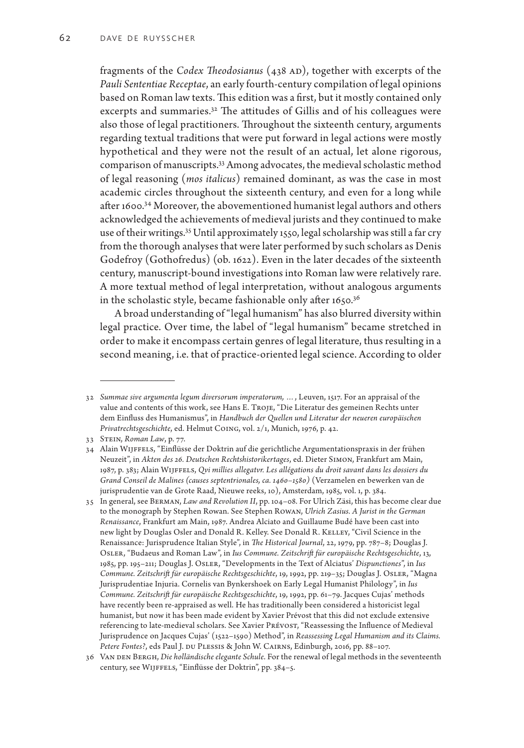fragments of the *Codex Theodosianus* (438 AD), together with excerpts of the *Pauli Sententiae Receptae*, an early fourth-century compilation of legal opinions based on Roman law texts. This edition was a first, but it mostly contained only excerpts and summaries.[32] The attitudes of Gillis and of his colleagues were also those of legal practitioners. Throughout the sixteenth century, arguments regarding textual traditions that were put forward in legal actions were mostly hypothetical and they were not the result of an actual, let alone rigorous, comparison of manuscripts.[33] Among advocates, the medieval scholastic method of legal reasoning (*mos italicus*) remained dominant, as was the case in most academic circles throughout the sixteenth century, and even for a long while after 1600.[34] Moreover, the abovementioned humanist legal authors and others acknowledged the achievements of medieval jurists and they continued to make use of their writings.[35] Until approximately 1550, legal scholarship was still a far cry from the thorough analyses that were later performed by such scholars as Denis Godefroy (Gothofredus) (ob. 1622). Even in the later decades of the sixteenth century, manuscript-bound investigations into Roman law were relatively rare. A more textual method of legal interpretation, without analogous arguments in the scholastic style, became fashionable only after 1650.[36]

A broad understanding of "legal humanism" has also blurred diversity within legal practice. Over time, the label of "legal humanism" became stretched in order to make it encompass certain genres of legal literature, thus resulting in a second meaning, i.e. that of practice-oriented legal science. According to older

---

32 *Summae sive argumenta legum diversorum imperatorum, …*, Leuven, 1517. For an appraisal of the value and contents of this work, see Hans E. Troje, "Die Literatur des gemeinen Rechts unter dem Einfluss des Humanismus", in *Handbuch der Quellen und Literatur der neueren europäischen Privatrechtsgeschichte*, ed. Helmut Coing, vol. 2/1, Munich, 1976, p. 42.

33 Stein, *Roman Law*, p. 77.

34 Alain Wijffels, "Einflüsse der Doktrin auf die gerichtliche Argumentationspraxis in der frühen Neuzeit", in *Akten des 26. Deutschen Rechtshistorikertages*, ed. Dieter Simon, Frankfurt am Main, 1987, p. 383; Alain Wijffels, *Qvi millies allegatvr. Les allégations du droit savant dans les dossiers du Grand Conseil de Malines (causes septentrionales, ca. 1460–1580)* (Verzamelen en bewerken van de jurisprudentie van de Grote Raad, Nieuwe reeks, 10), Amsterdam, 1985, vol. 1, p. 384.

35 In general, see Berman, *Law and Revolution II*, pp. 104–08. For Ulrich Zäsi, this has become clear due to the monograph by Stephen Rowan. See Stephen Rowan, *Ulrich Zasius. A Jurist in the German Renaissance*, Frankfurt am Main, 1987. Andrea Alciato and Guillaume Budé have been cast into new light by Douglas Osler and Donald R. Kelley. See Donald R. Kelley, "Civil Science in the Renaissance: Jurisprudence Italian Style", in *The Historical Journal*, 22, 1979, pp. 787–8; Douglas J. Osler, "Budaeus and Roman Law", in *Ius Commune. Zeitschrift für europäische Rechtsgeschichte*, 13, 1985, pp. 195–211; Douglas J. Osler, "Developments in the Text of Alciatus' *Dispunctiones*", in *Ius Commune. Zeitschrift für europäische Rechtsgeschichte*, 19, 1992, pp. 219–35; Douglas J. Osler, "Magna Jurisprudentiae Injuria. Cornelis van Bynkershoek on Early Legal Humanist Philology", in *Ius Commune. Zeitschrift für europäische Rechtsgeschichte*, 19, 1992, pp. 61–79. Jacques Cujas' methods have recently been re-appraised as well. He has traditionally been considered a historicist legal humanist, but now it has been made evident by Xavier Prévost that this did not exclude extensive referencing to late-medieval scholars. See Xavier Prévost, "Reassessing the Influence of Medieval Jurisprudence on Jacques Cujas' (1522–1590) Method", in *Reassessing Legal Humanism and its Claims. Petere Fontes?*, eds Paul J. du Plessis & John W. Cairns, Edinburgh, 2016, pp. 88–107.

36 Van den Bergh, *Die holländische elegante Schule*. For the renewal of legal methods in the seventeenth century, see Wijffels, "Einflüsse der Doktrin", pp. 384–5.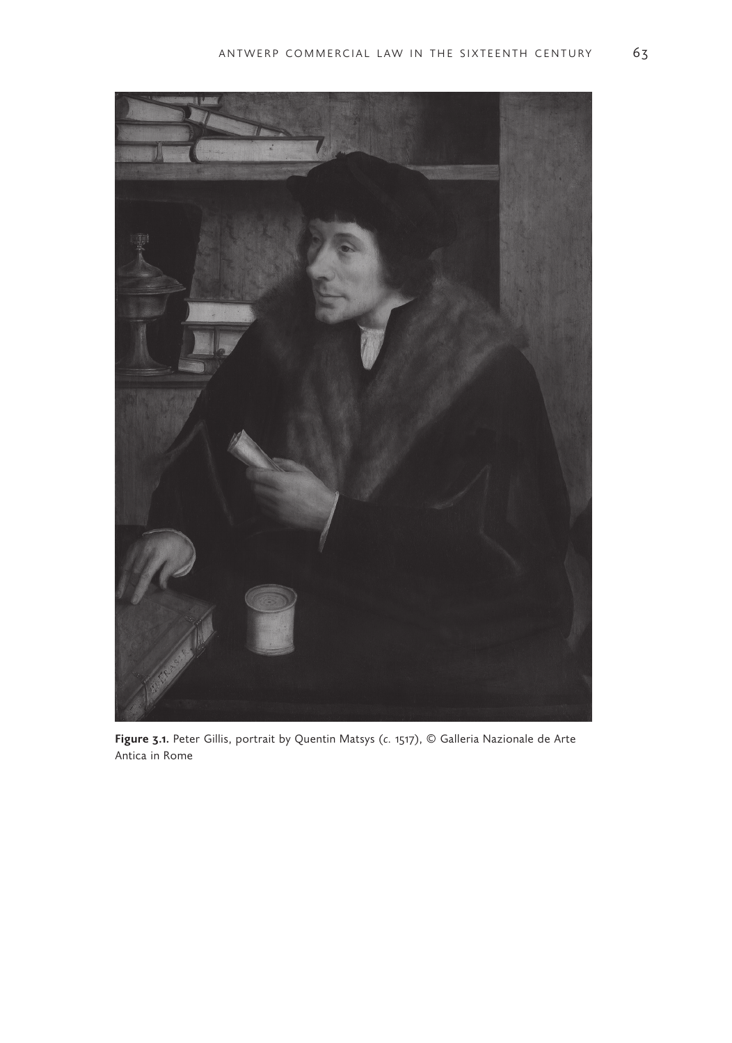**Figure 3.1.** Peter Gillis, portrait by Quentin Matsys (*c.* 1517), © Galleria Nazionale de Arte Antica in Rome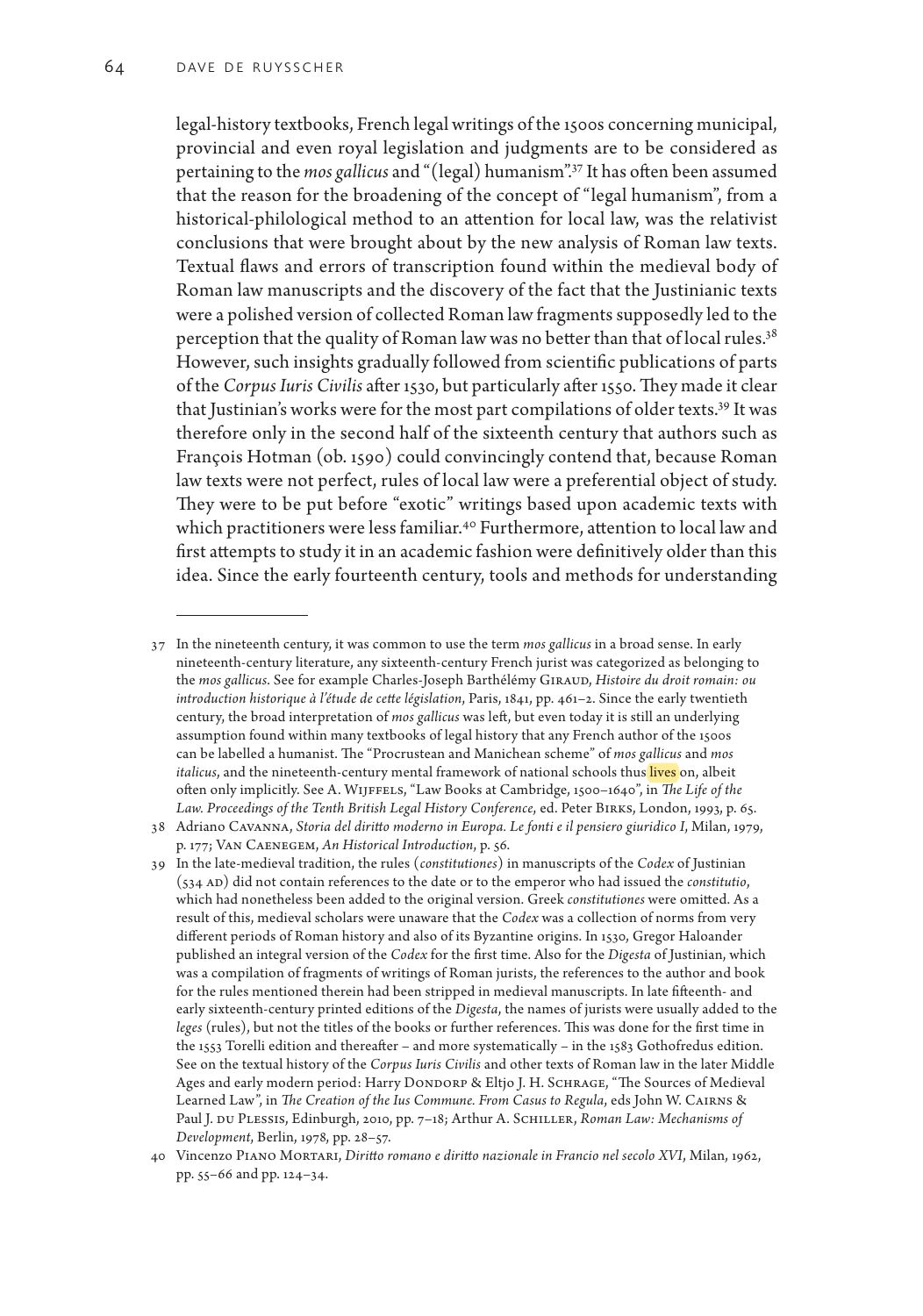legal-history textbooks, French legal writings of the 1500s concerning municipal, provincial and even royal legislation and judgments are to be considered as pertaining to the *mos gallicus* and "(legal) humanism".[37] It has often been assumed that the reason for the broadening of the concept of "legal humanism", from a historical-philological method to an attention for local law, was the relativist conclusions that were brought about by the new analysis of Roman law texts. Textual flaws and errors of transcription found within the medieval body of Roman law manuscripts and the discovery of the fact that the Justinianic texts were a polished version of collected Roman law fragments supposedly led to the perception that the quality of Roman law was no better than that of local rules.[38] However, such insights gradually followed from scientific publications of parts of the *Corpus Iuris Civilis* after 1530, but particularly after 1550. They made it clear that Justinian's works were for the most part compilations of older texts.[39] It was therefore only in the second half of the sixteenth century that authors such as François Hotman (ob. 1590) could convincingly contend that, because Roman law texts were not perfect, rules of local law were a preferential object of study. They were to be put before "exotic" writings based upon academic texts with which practitioners were less familiar.[40] Furthermore, attention to local law and first attempts to study it in an academic fashion were definitively older than this idea. Since the early fourteenth century, tools and methods for understanding

---

37 In the nineteenth century, it was common to use the term *mos gallicus* in a broad sense. In early nineteenth-century literature, any sixteenth-century French jurist was categorized as belonging to the *mos gallicus*. See for example Charles-Joseph Barthélémy Giraud, *Histoire du droit romain: ou introduction historique à l'étude de cette législation*, Paris, 1841, pp. 461–2. Since the early twentieth century, the broad interpretation of *mos gallicus* was left, but even today it is still an underlying assumption found within many textbooks of legal history that any French author of the 1500s can be labelled a humanist. The "Procrustean and Manichean scheme" of *mos gallicus* and *mos italicus*, and the nineteenth-century mental framework of national schools thus lives on, albeit often only implicitly. See A. Wijffels, "Law Books at Cambridge, 1500–1640", in *The Life of the Law. Proceedings of the Tenth British Legal History Conference*, ed. Peter Birks, London, 1993, p. 65.

38 Adriano Cavanna, *Storia del diritto moderno in Europa. Le fonti e il pensiero giuridico I*, Milan, 1979, p. 177; Van Caenegem, *An Historical Introduction*, p. 56.

39 In the late-medieval tradition, the rules (*constitutiones*) in manuscripts of the *Codex* of Justinian (534 AD) did not contain references to the date or to the emperor who had issued the *constitutio*, which had nonetheless been added to the original version. Greek *constitutiones* were omitted. As a result of this, medieval scholars were unaware that the *Codex* was a collection of norms from very different periods of Roman history and also of its Byzantine origins. In 1530, Gregor Haloander published an integral version of the *Codex* for the first time. Also for the *Digesta* of Justinian, which was a compilation of fragments of writings of Roman jurists, the references to the author and book for the rules mentioned therein had been stripped in medieval manuscripts. In late fifteenth- and early sixteenth-century printed editions of the *Digesta*, the names of jurists were usually added to the *leges* (rules), but not the titles of the books or further references. This was done for the first time in the 1553 Torelli edition and thereafter – and more systematically – in the 1583 Gothofredus edition. See on the textual history of the *Corpus Iuris Civilis* and other texts of Roman law in the later Middle Ages and early modern period: Harry Dondorp & Eltjo J. H. Schrage, "The Sources of Medieval Learned Law", in *The Creation of the Ius Commune. From Casus to Regula*, eds John W. Cairns & Paul J. du Plessis, Edinburgh, 2010, pp. 7–18; Arthur A. Schiller, *Roman Law: Mechanisms of Development*, Berlin, 1978, pp. 28–57.

40 Vincenzo Piano Mortari, *Diritto romano e diritto nazionale in Francio nel secolo XVI*, Milan, 1962, pp. 55–66 and pp. 124–34.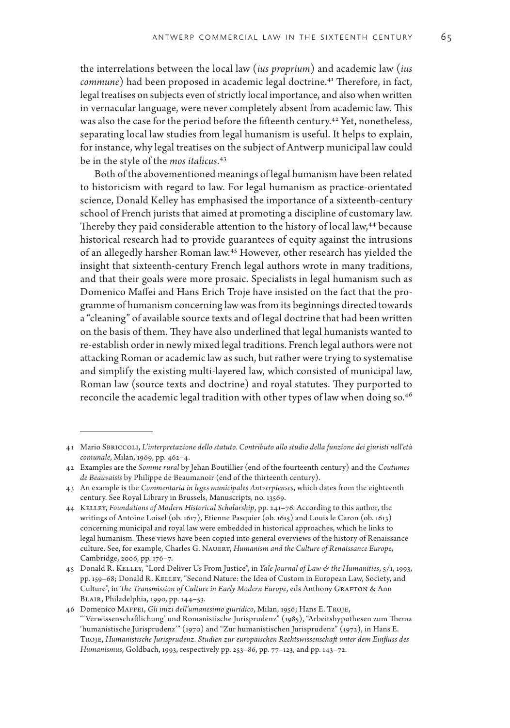the interrelations between the local law (*ius proprium*) and academic law (*ius commune*) had been proposed in academic legal doctrine.[41] Therefore, in fact, legal treatises on subjects even of strictly local importance, and also when written in vernacular language, were never completely absent from academic law. This was also the case for the period before the fifteenth century.[42] Yet, nonetheless, separating local law studies from legal humanism is useful. It helps to explain, for instance, why legal treatises on the subject of Antwerp municipal law could be in the style of the *mos italicus*.[43]

Both of the abovementioned meanings of legal humanism have been related to historicism with regard to law. For legal humanism as practice-orientated science, Donald Kelley has emphasised the importance of a sixteenth-century school of French jurists that aimed at promoting a discipline of customary law. Thereby they paid considerable attention to the history of local law,[44] because historical research had to provide guarantees of equity against the intrusions of an allegedly harsher Roman law.[45] However, other research has yielded the insight that sixteenth-century French legal authors wrote in many traditions, and that their goals were more prosaic. Specialists in legal humanism such as Domenico Maffei and Hans Erich Troje have insisted on the fact that the programme of humanism concerning law was from its beginnings directed towards a "cleaning" of available source texts and of legal doctrine that had been written on the basis of them. They have also underlined that legal humanists wanted to re-establish order in newly mixed legal traditions. French legal authors were not attacking Roman or academic law as such, but rather were trying to systematise and simplify the existing multi-layered law, which consisted of municipal law, Roman law (source texts and doctrine) and royal statutes. They purported to reconcile the academic legal tradition with other types of law when doing so.[46]

---

41 Mario Sbriccoli, *L'interpretazione dello statuto. Contributo allo studio della funzione dei giuristi nell'età comunale*, Milan, 1969, pp. 462–4.

42 Examples are the *Somme rural* by Jehan Boutillier (end of the fourteenth century) and the *Coutumes de Beauvaisis* by Philippe de Beaumanoir (end of the thirteenth century).

43 An example is the *Commentaria in leges municipales Antverpienses*, which dates from the eighteenth century. See Royal Library in Brussels, Manuscripts, no. 13569.

44 Kelley, *Foundations of Modern Historical Scholarship*, pp. 241–76. According to this author, the writings of Antoine Loisel (ob. 1617), Etienne Pasquier (ob. 1615) and Louis le Caron (ob. 1613) concerning municipal and royal law were embedded in historical approaches, which he links to legal humanism. These views have been copied into general overviews of the history of Renaissance culture. See, for example, Charles G. Nauert, *Humanism and the Culture of Renaissance Europe*, Cambridge, 2006, pp. 176–7.

45 Donald R. Kelley, "Lord Deliver Us From Justice", in *Yale Journal of Law & the Humanities*, 5/1, 1993, pp. 159–68; Donald R. Kelley, "Second Nature: the Idea of Custom in European Law, Society, and Culture", in *The Transmission of Culture in Early Modern Europe*, eds Anthony Grafton & Ann Blair, Philadelphia, 1990, pp. 144–53.

46 Domenico Maffei, *Gli inizi dell'umanesimo giuridico*, Milan, 1956; Hans E. Troje, "'Verwissenschaftlichung' und Romanistische Jurisprudenz" (1985), "Arbeitshypothesen zum Thema 'humanistische Jurisprudenz'" (1970) and "Zur humanistischen Jurisprudenz" (1972), in Hans E. Troje, *Humanistische Jurisprudenz. Studien zur europäischen Rechtswissenschaft unter dem Einfluss des Humanismus*, Goldbach, 1993, respectively pp. 253–86, pp. 77–123, and pp. 143–72.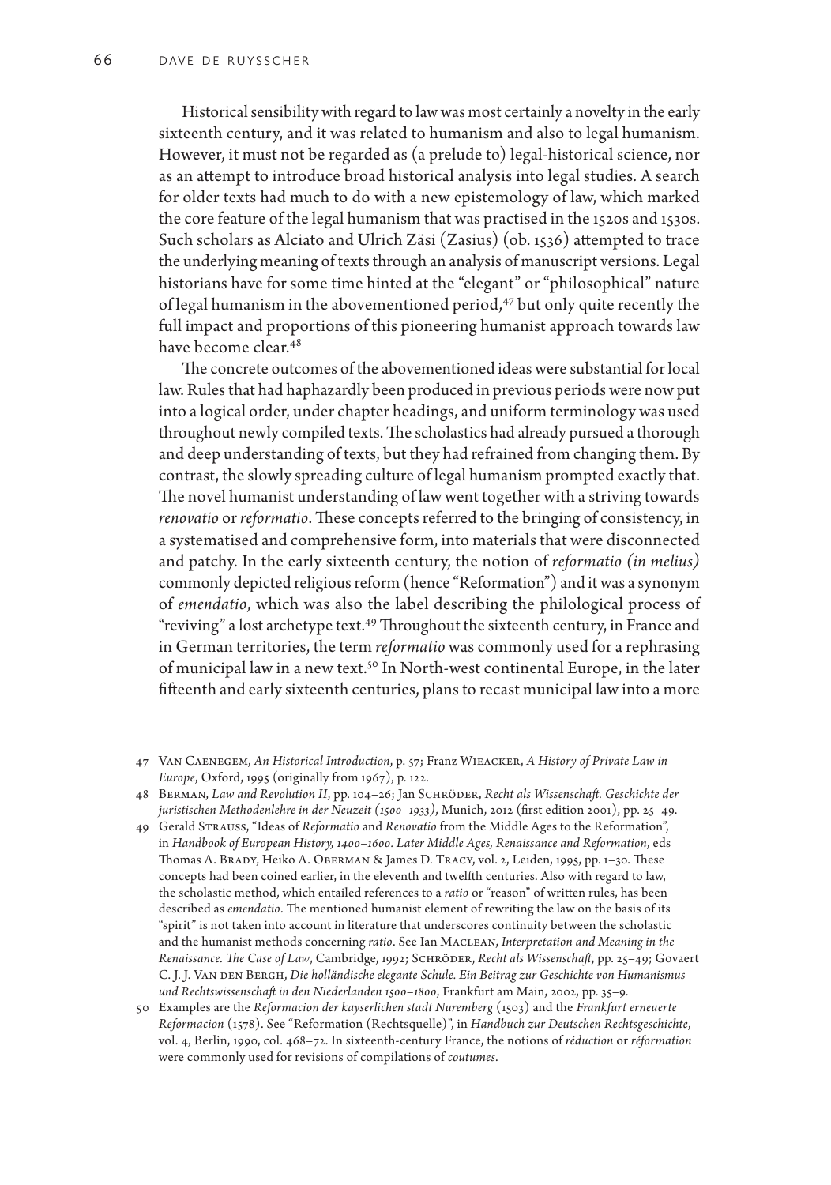Historical sensibility with regard to law was most certainly a novelty in the early sixteenth century, and it was related to humanism and also to legal humanism. However, it must not be regarded as (a prelude to) legal-historical science, nor as an attempt to introduce broad historical analysis into legal studies. A search for older texts had much to do with a new epistemology of law, which marked the core feature of the legal humanism that was practised in the 1520s and 1530s. Such scholars as Alciato and Ulrich Zäsi (Zasius) (ob. 1536) attempted to trace the underlying meaning of texts through an analysis of manuscript versions. Legal historians have for some time hinted at the "elegant" or "philosophical" nature of legal humanism in the abovementioned period,[47] but only quite recently the full impact and proportions of this pioneering humanist approach towards law have become clear.[48]

The concrete outcomes of the abovementioned ideas were substantial for local law. Rules that had haphazardly been produced in previous periods were now put into a logical order, under chapter headings, and uniform terminology was used throughout newly compiled texts. The scholastics had already pursued a thorough and deep understanding of texts, but they had refrained from changing them. By contrast, the slowly spreading culture of legal humanism prompted exactly that. The novel humanist understanding of law went together with a striving towards *renovatio* or *reformatio*. These concepts referred to the bringing of consistency, in a systematised and comprehensive form, into materials that were disconnected and patchy. In the early sixteenth century, the notion of *reformatio (in melius)* commonly depicted religious reform (hence "Reformation") and it was a synonym of *emendatio*, which was also the label describing the philological process of "reviving" a lost archetype text.[49] Throughout the sixteenth century, in France and in German territories, the term *reformatio* was commonly used for a rephrasing of municipal law in a new text.[50] In North-west continental Europe, in the later fifteenth and early sixteenth centuries, plans to recast municipal law into a more

---

47 Van Caenegem, *An Historical Introduction*, p. 57; Franz Wieacker, *A History of Private Law in Europe*, Oxford, 1995 (originally from 1967), p. 122.

48 Berman, *Law and Revolution II*, pp. 104–26; Jan Schröder, *Recht als Wissenschaft. Geschichte der juristischen Methodenlehre in der Neuzeit (1500–1933)*, Munich, 2012 (first edition 2001), pp. 25–49.

49 Gerald Strauss, "Ideas of *Reformatio* and *Renovatio* from the Middle Ages to the Reformation", in *Handbook of European History, 1400–1600. Later Middle Ages, Renaissance and Reformation*, eds Thomas A. Brady, Heiko A. Oberman & James D. Tracy, vol. 2, Leiden, 1995, pp. 1–30. These concepts had been coined earlier, in the eleventh and twelfth centuries. Also with regard to law, the scholastic method, which entailed references to a *ratio* or "reason" of written rules, has been described as *emendatio*. The mentioned humanist element of rewriting the law on the basis of its "spirit" is not taken into account in literature that underscores continuity between the scholastic and the humanist methods concerning *ratio*. See Ian Maclean, *Interpretation and Meaning in the Renaissance. The Case of Law*, Cambridge, 1992; Schröder, *Recht als Wissenschaft*, pp. 25–49; Govaert C. J. J. Van den Bergh, *Die holländische elegante Schule. Ein Beitrag zur Geschichte von Humanismus und Rechtswissenschaft in den Niederlanden 1500–1800*, Frankfurt am Main, 2002, pp. 35–9.

50 Examples are the *Reformacion der kayserlichen stadt Nuremberg* (1503) and the *Frankfurt erneuerte Reformacion* (1578). See "Reformation (Rechtsquelle)", in *Handbuch zur Deutschen Rechtsgeschichte*, vol. 4, Berlin, 1990, col. 468–72. In sixteenth-century France, the notions of *réduction* or *réformation* were commonly used for revisions of compilations of *coutumes*.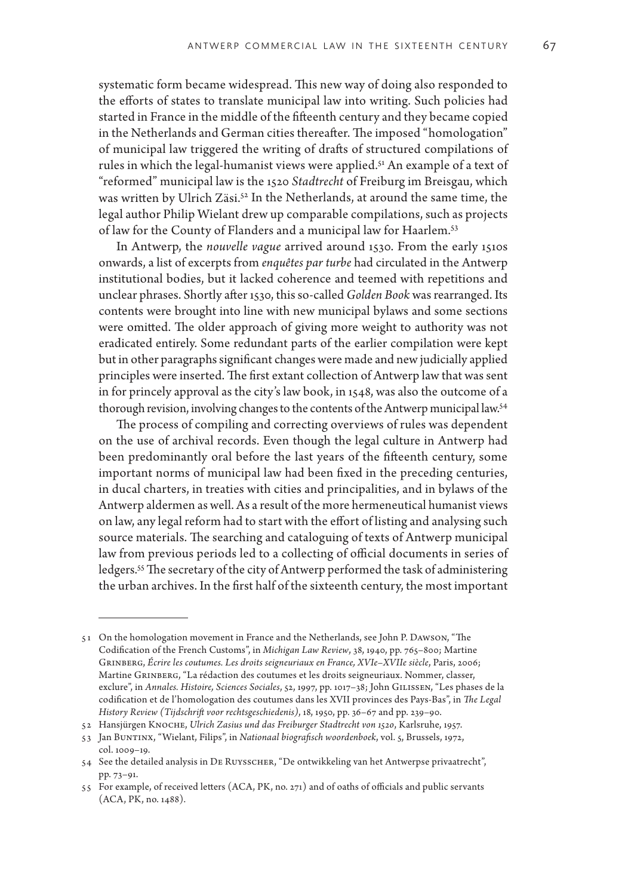systematic form became widespread. This new way of doing also responded to the efforts of states to translate municipal law into writing. Such policies had started in France in the middle of the fifteenth century and they became copied in the Netherlands and German cities thereafter. The imposed "homologation" of municipal law triggered the writing of drafts of structured compilations of rules in which the legal-humanist views were applied.[51] An example of a text of "reformed" municipal law is the 1520 *Stadtrecht* of Freiburg im Breisgau, which was written by Ulrich Zäsi.[52] In the Netherlands, at around the same time, the legal author Philip Wielant drew up comparable compilations, such as projects of law for the County of Flanders and a municipal law for Haarlem.[53]

In Antwerp, the *nouvelle vague* arrived around 1530. From the early 1510s onwards, a list of excerpts from *enquêtes par turbe* had circulated in the Antwerp institutional bodies, but it lacked coherence and teemed with repetitions and unclear phrases. Shortly after 1530, this so-called *Golden Book* was rearranged. Its contents were brought into line with new municipal bylaws and some sections were omitted. The older approach of giving more weight to authority was not eradicated entirely. Some redundant parts of the earlier compilation were kept but in other paragraphs significant changes were made and new judicially applied principles were inserted. The first extant collection of Antwerp law that was sent in for princely approval as the city's law book, in 1548, was also the outcome of a thorough revision, involving changes to the contents of the Antwerp municipal law.[54]

The process of compiling and correcting overviews of rules was dependent on the use of archival records. Even though the legal culture in Antwerp had been predominantly oral before the last years of the fifteenth century, some important norms of municipal law had been fixed in the preceding centuries, in ducal charters, in treaties with cities and principalities, and in bylaws of the Antwerp aldermen as well. As a result of the more hermeneutical humanist views on law, any legal reform had to start with the effort of listing and analysing such source materials. The searching and cataloguing of texts of Antwerp municipal law from previous periods led to a collecting of official documents in series of ledgers.[55] The secretary of the city of Antwerp performed the task of administering the urban archives. In the first half of the sixteenth century, the most important

---

51 On the homologation movement in France and the Netherlands, see John P. Dawson, "The Codification of the French Customs", in *Michigan Law Review*, 38, 1940, pp. 765–800; Martine Grinberg, *Écrire les coutumes. Les droits seigneuriaux en France, XVIe–XVIIe siècle*, Paris, 2006; Martine Grinberg, "La rédaction des coutumes et les droits seigneuriaux. Nommer, classer, exclure", in *Annales. Histoire, Sciences Sociales*, 52, 1997, pp. 1017–38; John Gilissen, "Les phases de la codification et de l'homologation des coutumes dans les XVII provinces des Pays-Bas", in *The Legal History Review (Tijdschrift voor rechtsgeschiedenis)*, 18, 1950, pp. 36–67 and pp. 239–90.

52 Hansjürgen Knoche, *Ulrich Zasius und das Freiburger Stadtrecht von 1520*, Karlsruhe, 1957.

53 Jan Buntinx, "Wielant, Filips", in *Nationaal biografisch woordenboek*, vol. 5, Brussels, 1972, col. 1009–19.

54 See the detailed analysis in De Ruysscher, "De ontwikkeling van het Antwerpse privaatrecht", pp. 73–91.

55 For example, of received letters (ACA, PK, no. 271) and of oaths of officials and public servants (ACA, PK, no. 1488).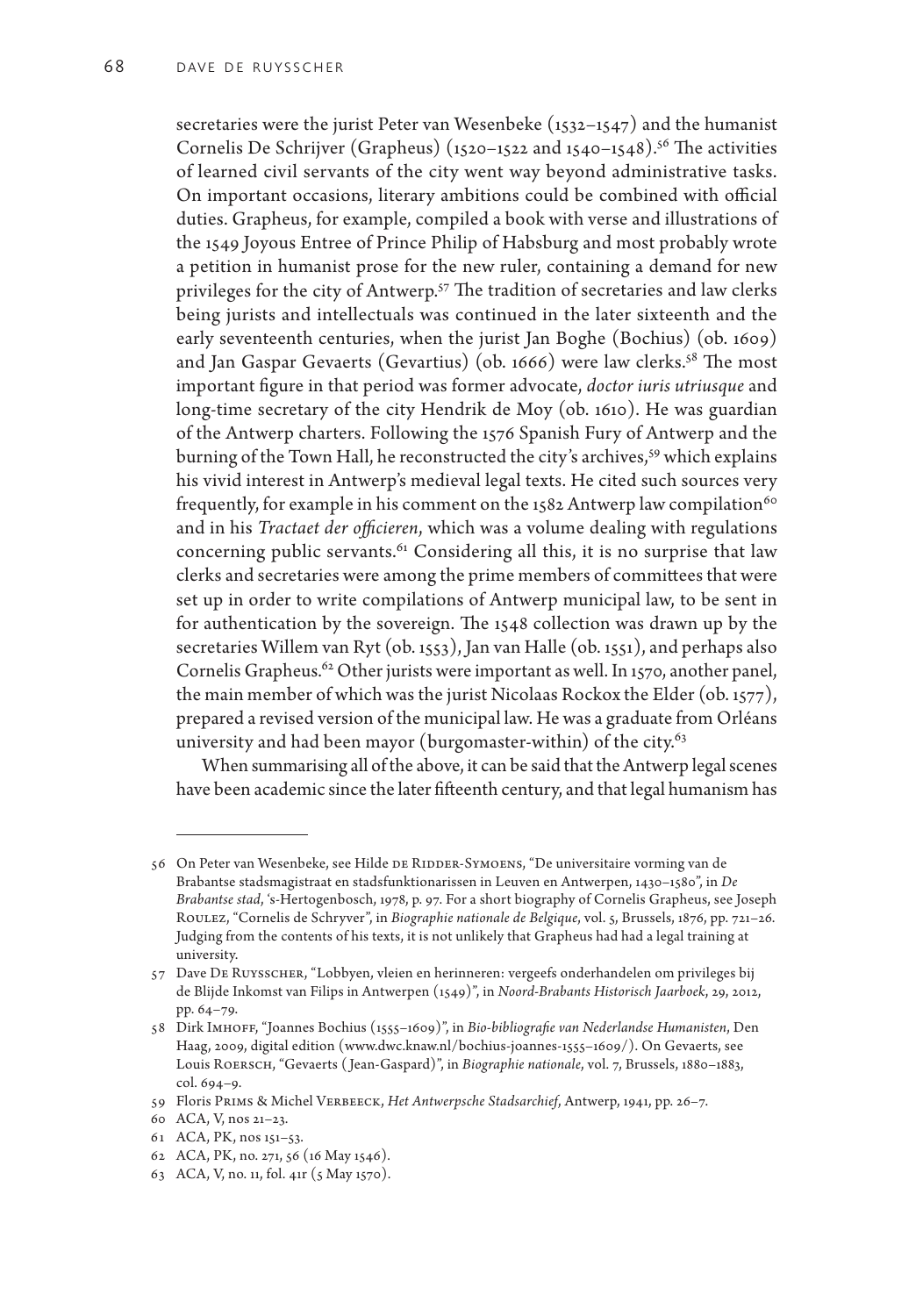secretaries were the jurist Peter van Wesenbeke (1532–1547) and the humanist Cornelis De Schrijver (Grapheus) (1520–1522 and 1540–1548).[56] The activities of learned civil servants of the city went way beyond administrative tasks. On important occasions, literary ambitions could be combined with official duties. Grapheus, for example, compiled a book with verse and illustrations of the 1549 Joyous Entree of Prince Philip of Habsburg and most probably wrote a petition in humanist prose for the new ruler, containing a demand for new privileges for the city of Antwerp.[57] The tradition of secretaries and law clerks being jurists and intellectuals was continued in the later sixteenth and the early seventeenth centuries, when the jurist Jan Boghe (Bochius) (ob. 1609) and Jan Gaspar Gevaerts (Gevartius) (ob. 1666) were law clerks.[58] The most important figure in that period was former advocate, *doctor iuris utriusque* and long-time secretary of the city Hendrik de Moy (ob. 1610). He was guardian of the Antwerp charters. Following the 1576 Spanish Fury of Antwerp and the burning of the Town Hall, he reconstructed the city's archives,[59] which explains his vivid interest in Antwerp's medieval legal texts. He cited such sources very frequently, for example in his comment on the 1582 Antwerp law compilation[60] and in his *Tractaet der officieren*, which was a volume dealing with regulations concerning public servants.[61] Considering all this, it is no surprise that law clerks and secretaries were among the prime members of committees that were set up in order to write compilations of Antwerp municipal law, to be sent in for authentication by the sovereign. The 1548 collection was drawn up by the secretaries Willem van Ryt (ob. 1553), Jan van Halle (ob. 1551), and perhaps also Cornelis Grapheus.[62] Other jurists were important as well. In 1570, another panel, the main member of which was the jurist Nicolaas Rockox the Elder (ob. 1577), prepared a revised version of the municipal law. He was a graduate from Orléans university and had been mayor (burgomaster-within) of the city.[63]

When summarising all of the above, it can be said that the Antwerp legal scenes have been academic since the later fifteenth century, and that legal humanism has

---

56 On Peter van Wesenbeke, see Hilde de Ridder-Symoens, "De universitaire vorming van de Brabantse stadsmagistraat en stadsfunktionarissen in Leuven en Antwerpen, 1430–1580", in *De Brabantse stad*, 's-Hertogenbosch, 1978, p. 97. For a short biography of Cornelis Grapheus, see Joseph Roulez, "Cornelis de Schryver", in *Biographie nationale de Belgique*, vol. 5, Brussels, 1876, pp. 721–26. Judging from the contents of his texts, it is not unlikely that Grapheus had had a legal training at university.

57 Dave De Ruysscher, "Lobbyen, vleien en herinneren: vergeefs onderhandelen om privileges bij de Blijde Inkomst van Filips in Antwerpen (1549)", in *Noord-Brabants Historisch Jaarboek*, 29, 2012, pp. 64–79.

58 Dirk Imhoff, "Joannes Bochius (1555–1609)", in *Bio-bibliografie van Nederlandse Humanisten*, Den Haag, 2009, digital edition (www.dwc.knaw.nl/bochius-joannes-1555–1609/). On Gevaerts, see Louis Roersch, "Gevaerts (Jean-Gaspard)", in *Biographie nationale*, vol. 7, Brussels, 1880–1883, col. 694–9.

59 Floris Prims & Michel Verbeeck, *Het Antwerpsche Stadsarchief*, Antwerp, 1941, pp. 26–7.

60 ACA, V, nos 21–23.

61 ACA, PK, nos 151–53.

62 ACA, PK, no. 271, 56 (16 May 1546).

63 ACA, V, no. 11, fol. 41r (5 May 1570).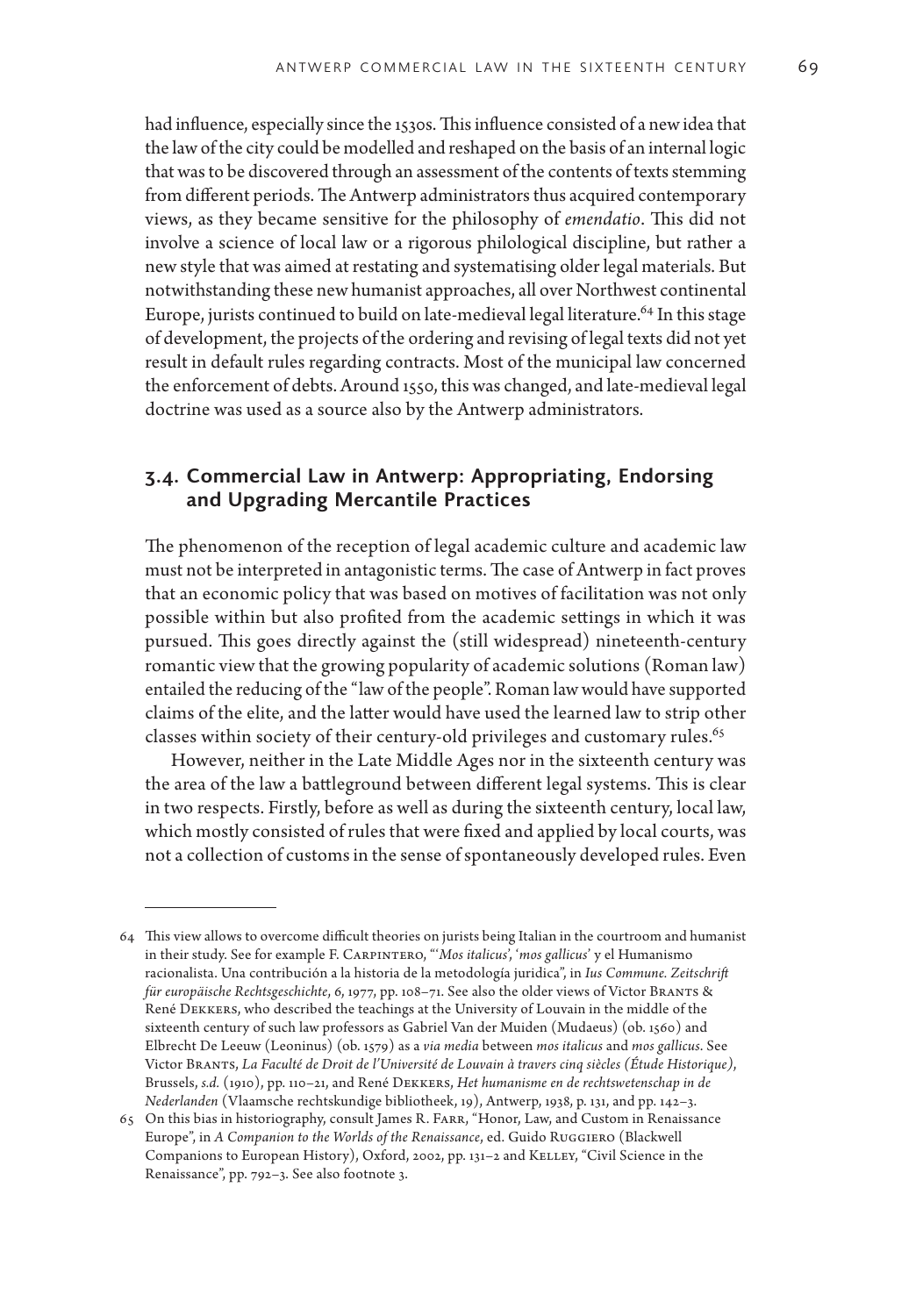had influence, especially since the 1530s. This influence consisted of a new idea that the law of the city could be modelled and reshaped on the basis of an internal logic that was to be discovered through an assessment of the contents of texts stemming from different periods. The Antwerp administrators thus acquired contemporary views, as they became sensitive for the philosophy of *emendatio*. This did not involve a science of local law or a rigorous philological discipline, but rather a new style that was aimed at restating and systematising older legal materials. But notwithstanding these new humanist approaches, all over Northwest continental Europe, jurists continued to build on late-medieval legal literature.[64] In this stage of development, the projects of the ordering and revising of legal texts did not yet result in default rules regarding contracts. Most of the municipal law concerned the enforcement of debts. Around 1550, this was changed, and late-medieval legal doctrine was used as a source also by the Antwerp administrators.

## 3.4. Commercial Law in Antwerp: Appropriating, Endorsing and Upgrading Mercantile Practices

The phenomenon of the reception of legal academic culture and academic law must not be interpreted in antagonistic terms. The case of Antwerp in fact proves that an economic policy that was based on motives of facilitation was not only possible within but also profited from the academic settings in which it was pursued. This goes directly against the (still widespread) nineteenth-century romantic view that the growing popularity of academic solutions (Roman law) entailed the reducing of the "law of the people". Roman law would have supported claims of the elite, and the latter would have used the learned law to strip other classes within society of their century-old privileges and customary rules.[65]

However, neither in the Late Middle Ages nor in the sixteenth century was the area of the law a battleground between different legal systems. This is clear in two respects. Firstly, before as well as during the sixteenth century, local law, which mostly consisted of rules that were fixed and applied by local courts, was not a collection of customs in the sense of spontaneously developed rules. Even

---

64 This view allows to overcome difficult theories on jurists being Italian in the courtroom and humanist in their study. See for example F. Carpintero, "'*Mos italicus*', '*mos gallicus*' y el Humanismo racionalista. Una contribución a la historia de la metodología juridica", in *Ius Commune. Zeitschrift für europäische Rechtsgeschichte*, 6, 1977, pp. 108–71. See also the older views of Victor Brants & René Dekkers, who described the teachings at the University of Louvain in the middle of the sixteenth century of such law professors as Gabriel Van der Muiden (Mudaeus) (ob. 1560) and Elbrecht De Leeuw (Leoninus) (ob. 1579) as a *via media* between *mos italicus* and *mos gallicus*. See Victor Brants, *La Faculté de Droit de l'Université de Louvain à travers cinq siècles (Étude Historique)*, Brussels, *s.d.* (1910), pp. 110–21, and René Dekkers, *Het humanisme en de rechtswetenschap in de Nederlanden* (Vlaamsche rechtskundige bibliotheek, 19), Antwerp, 1938, p. 131, and pp. 142–3.

65 On this bias in historiography, consult James R. Farr, "Honor, Law, and Custom in Renaissance Europe", in *A Companion to the Worlds of the Renaissance*, ed. Guido Ruggiero (Blackwell Companions to European History), Oxford, 2002, pp. 131–2 and Kelley, "Civil Science in the Renaissance", pp. 792–3. See also footnote 3.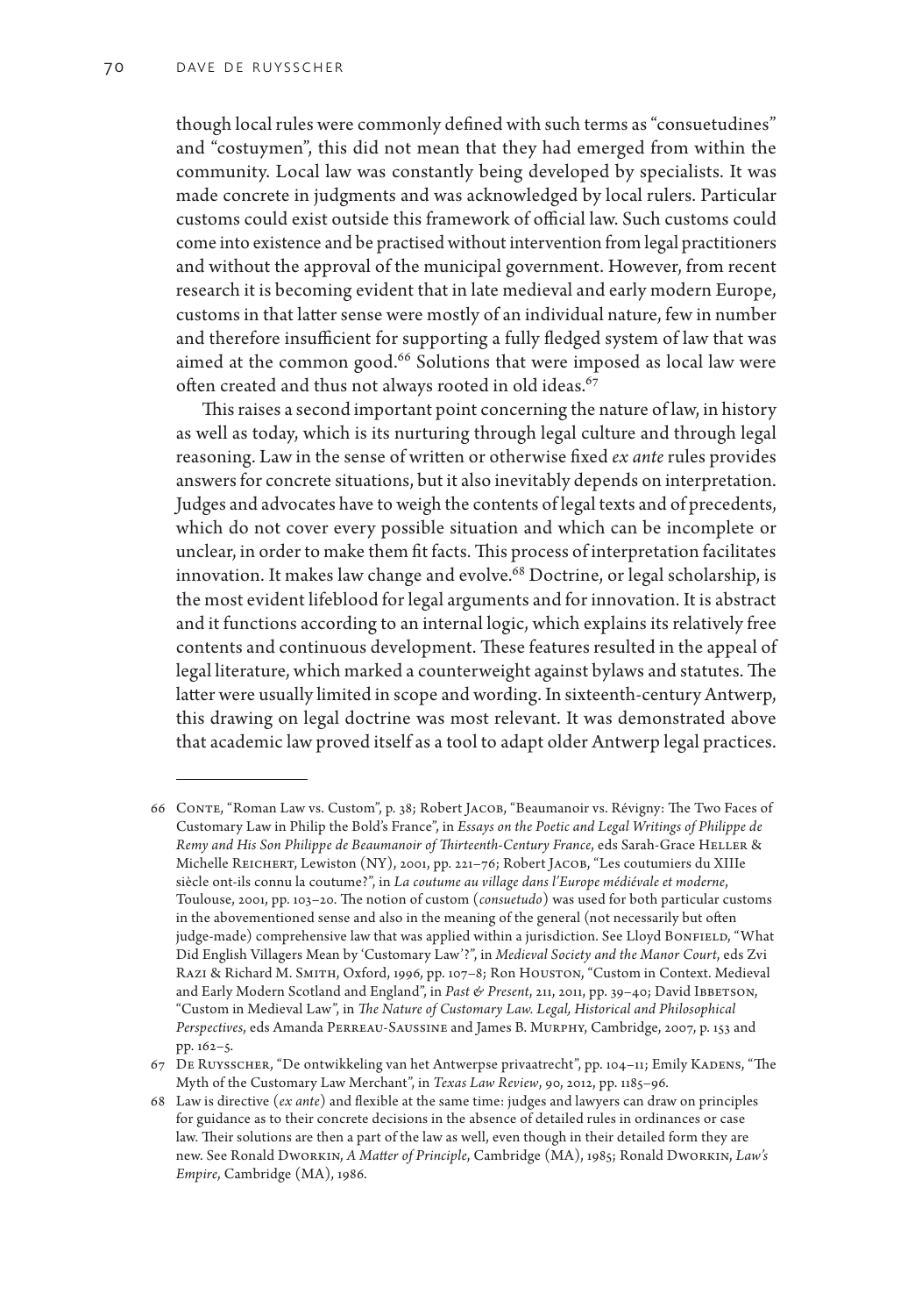though local rules were commonly defined with such terms as "consuetudines" and "costuymen", this did not mean that they had emerged from within the community. Local law was constantly being developed by specialists. It was made concrete in judgments and was acknowledged by local rulers. Particular customs could exist outside this framework of official law. Such customs could come into existence and be practised without intervention from legal practitioners and without the approval of the municipal government. However, from recent research it is becoming evident that in late medieval and early modern Europe, customs in that latter sense were mostly of an individual nature, few in number and therefore insufficient for supporting a fully fledged system of law that was aimed at the common good.[66] Solutions that were imposed as local law were often created and thus not always rooted in old ideas.[67]

This raises a second important point concerning the nature of law, in history as well as today, which is its nurturing through legal culture and through legal reasoning. Law in the sense of written or otherwise fixed *ex ante* rules provides answers for concrete situations, but it also inevitably depends on interpretation. Judges and advocates have to weigh the contents of legal texts and of precedents, which do not cover every possible situation and which can be incomplete or unclear, in order to make them fit facts. This process of interpretation facilitates innovation. It makes law change and evolve.[68] Doctrine, or legal scholarship, is the most evident lifeblood for legal arguments and for innovation. It is abstract and it functions according to an internal logic, which explains its relatively free contents and continuous development. These features resulted in the appeal of legal literature, which marked a counterweight against bylaws and statutes. The latter were usually limited in scope and wording. In sixteenth-century Antwerp, this drawing on legal doctrine was most relevant. It was demonstrated above that academic law proved itself as a tool to adapt older Antwerp legal practices.

---

66 Conte, "Roman Law vs. Custom", p. 38; Robert Jacob, "Beaumanoir vs. Révigny: The Two Faces of Customary Law in Philip the Bold's France", in *Essays on the Poetic and Legal Writings of Philippe de Remy and His Son Philippe de Beaumanoir of Thirteenth-Century France*, eds Sarah-Grace Heller & Michelle Reichert, Lewiston (NY), 2001, pp. 221–76; Robert Jacob, "Les coutumiers du XIIIe siècle ont-ils connu la coutume?", in *La coutume au village dans l'Europe médiévale et moderne*, Toulouse, 2001, pp. 103–20. The notion of custom (*consuetudo*) was used for both particular customs in the abovementioned sense and also in the meaning of the general (not necessarily but often judge-made) comprehensive law that was applied within a jurisdiction. See Lloyd Bonfield, "What Did English Villagers Mean by 'Customary Law'?", in *Medieval Society and the Manor Court*, eds Zvi Razi & Richard M. Smith, Oxford, 1996, pp. 107–8; Ron Houston, "Custom in Context. Medieval and Early Modern Scotland and England", in *Past & Present*, 211, 2011, pp. 39–40; David Ibbetson, "Custom in Medieval Law", in *The Nature of Customary Law. Legal, Historical and Philosophical Perspectives*, eds Amanda Perreau-Saussine and James B. Murphy, Cambridge, 2007, p. 153 and pp. 162–5.

67 De Ruysscher, "De ontwikkeling van het Antwerpse privaatrecht", pp. 104–11; Emily Kadens, "The Myth of the Customary Law Merchant", in *Texas Law Review*, 90, 2012, pp. 1185–96.

68 Law is directive (*ex ante*) and flexible at the same time: judges and lawyers can draw on principles for guidance as to their concrete decisions in the absence of detailed rules in ordinances or case law. Their solutions are then a part of the law as well, even though in their detailed form they are new. See Ronald Dworkin, *A Matter of Principle*, Cambridge (MA), 1985; Ronald Dworkin, *Law's Empire*, Cambridge (MA), 1986.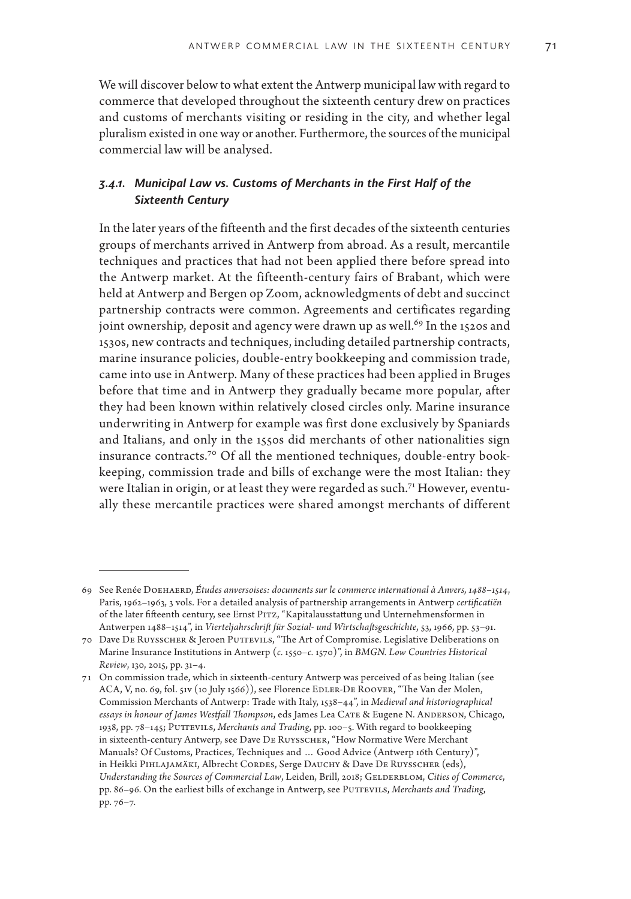We will discover below to what extent the Antwerp municipal law with regard to commerce that developed throughout the sixteenth century drew on practices and customs of merchants visiting or residing in the city, and whether legal pluralism existed in one way or another. Furthermore, the sources of the municipal commercial law will be analysed.

### *3.4.1. Municipal Law vs. Customs of Merchants in the First Half of the Sixteenth Century*

In the later years of the fifteenth and the first decades of the sixteenth centuries groups of merchants arrived in Antwerp from abroad. As a result, mercantile techniques and practices that had not been applied there before spread into the Antwerp market. At the fifteenth-century fairs of Brabant, which were held at Antwerp and Bergen op Zoom, acknowledgments of debt and succinct partnership contracts were common. Agreements and certificates regarding joint ownership, deposit and agency were drawn up as well.[69] In the 1520s and 1530s, new contracts and techniques, including detailed partnership contracts, marine insurance policies, double-entry bookkeeping and commission trade, came into use in Antwerp. Many of these practices had been applied in Bruges before that time and in Antwerp they gradually became more popular, after they had been known within relatively closed circles only. Marine insurance underwriting in Antwerp for example was first done exclusively by Spaniards and Italians, and only in the 1550s did merchants of other nationalities sign insurance contracts.[70] Of all the mentioned techniques, double-entry bookkeeping, commission trade and bills of exchange were the most Italian: they were Italian in origin, or at least they were regarded as such.[71] However, eventually these mercantile practices were shared amongst merchants of different

---

69 See Renée Doehaerd, *Études anversoises: documents sur le commerce international à Anvers, 1488–1514*, Paris, 1962–1963, 3 vols. For a detailed analysis of partnership arrangements in Antwerp *certificatiën* of the later fifteenth century, see Ernst Pitz, "Kapitalausstattung und Unternehmensformen in Antwerpen 1488–1514", in *Vierteljahrschrift für Sozial- und Wirtschaftsgeschichte*, 53, 1966, pp. 53–91.

70 Dave De Ruysscher & Jeroen Puttevils, "The Art of Compromise. Legislative Deliberations on Marine Insurance Institutions in Antwerp (*c.* 1550–*c.* 1570)", in *BMGN. Low Countries Historical Review*, 130, 2015, pp. 31–4.

71 On commission trade, which in sixteenth-century Antwerp was perceived of as being Italian (see ACA, V, no. 69, fol. 51v (10 July 1566)), see Florence Edler-De Roover, "The Van der Molen, Commission Merchants of Antwerp: Trade with Italy, 1538–44", in *Medieval and historiographical essays in honour of James Westfall Thompson*, eds James Lea Cate & Eugene N. Anderson, Chicago, 1938, pp. 78–145; Puttevils, *Merchants and Trading*, pp. 100–5. With regard to bookkeeping in sixteenth-century Antwerp, see Dave De Ruysscher, "How Normative Were Merchant Manuals? Of Customs, Practices, Techniques and … Good Advice (Antwerp 16th Century)", in Heikki Pihlajamäki, Albrecht Cordes, Serge Dauchy & Dave De Ruysscher (eds), *Understanding the Sources of Commercial Law*, Leiden, Brill, 2018; Gelderblom, *Cities of Commerce*, pp. 86–96. On the earliest bills of exchange in Antwerp, see Puttevils, *Merchants and Trading*, pp. 76–7.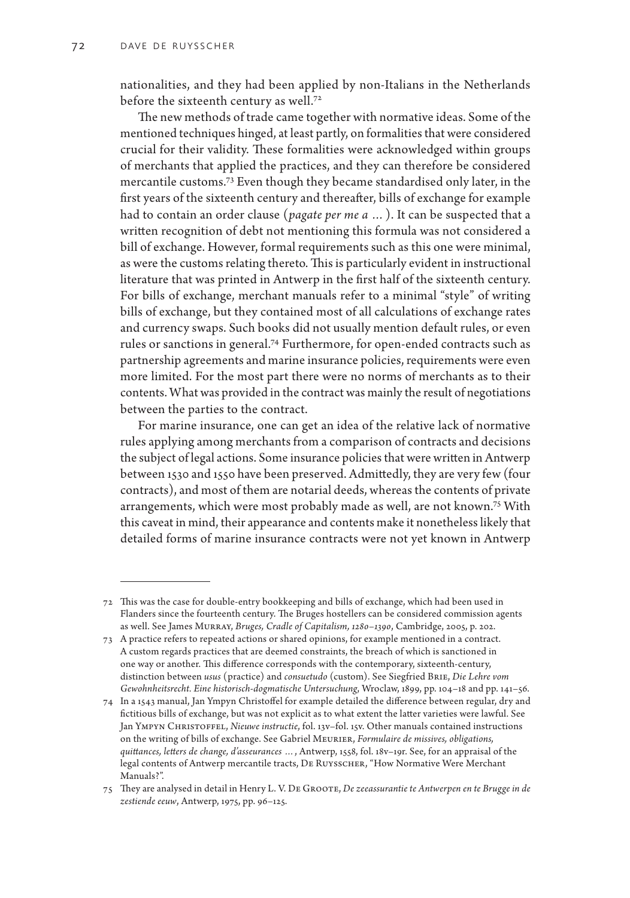nationalities, and they had been applied by non-Italians in the Netherlands before the sixteenth century as well.[72]

The new methods of trade came together with normative ideas. Some of the mentioned techniques hinged, at least partly, on formalities that were considered crucial for their validity. These formalities were acknowledged within groups of merchants that applied the practices, and they can therefore be considered mercantile customs.[73] Even though they became standardised only later, in the first years of the sixteenth century and thereafter, bills of exchange for example had to contain an order clause (*pagate per me a …*). It can be suspected that a written recognition of debt not mentioning this formula was not considered a bill of exchange. However, formal requirements such as this one were minimal, as were the customs relating thereto. This is particularly evident in instructional literature that was printed in Antwerp in the first half of the sixteenth century. For bills of exchange, merchant manuals refer to a minimal "style" of writing bills of exchange, but they contained most of all calculations of exchange rates and currency swaps. Such books did not usually mention default rules, or even rules or sanctions in general.[74] Furthermore, for open-ended contracts such as partnership agreements and marine insurance policies, requirements were even more limited. For the most part there were no norms of merchants as to their contents. What was provided in the contract was mainly the result of negotiations between the parties to the contract.

For marine insurance, one can get an idea of the relative lack of normative rules applying among merchants from a comparison of contracts and decisions the subject of legal actions. Some insurance policies that were written in Antwerp between 1530 and 1550 have been preserved. Admittedly, they are very few (four contracts), and most of them are notarial deeds, whereas the contents of private arrangements, which were most probably made as well, are not known.[75] With this caveat in mind, their appearance and contents make it nonetheless likely that detailed forms of marine insurance contracts were not yet known in Antwerp

---

72 This was the case for double-entry bookkeeping and bills of exchange, which had been used in Flanders since the fourteenth century. The Bruges hostellers can be considered commission agents as well. See James Murray, *Bruges, Cradle of Capitalism, 1280–1390*, Cambridge, 2005, p. 202.

73 A practice refers to repeated actions or shared opinions, for example mentioned in a contract. A custom regards practices that are deemed constraints, the breach of which is sanctioned in one way or another. This difference corresponds with the contemporary, sixteenth-century, distinction between *usus* (practice) and *consuetudo* (custom). See Siegfried Brie, *Die Lehre vom Gewohnheitsrecht. Eine historisch-dogmatische Untersuchung*, Wroclaw, 1899, pp. 104–18 and pp. 141–56.

74 In a 1543 manual, Jan Ympyn Christoffel for example detailed the difference between regular, dry and fictitious bills of exchange, but was not explicit as to what extent the latter varieties were lawful. See Jan Ympyn Christoffel, *Nieuwe instructie*, fol. 13v–fol. 15v. Other manuals contained instructions on the writing of bills of exchange. See Gabriel Meurier, *Formulaire de missives, obligations, quittances, letters de change, d'asseurances …*, Antwerp, 1558, fol. 18v–19r. See, for an appraisal of the legal contents of Antwerp mercantile tracts, De Ruysscher, "How Normative Were Merchant Manuals?".

75 They are analysed in detail in Henry L. V. De Groote, *De zeeassurantie te Antwerpen en te Brugge in de zestiende eeuw*, Antwerp, 1975, pp. 96–125.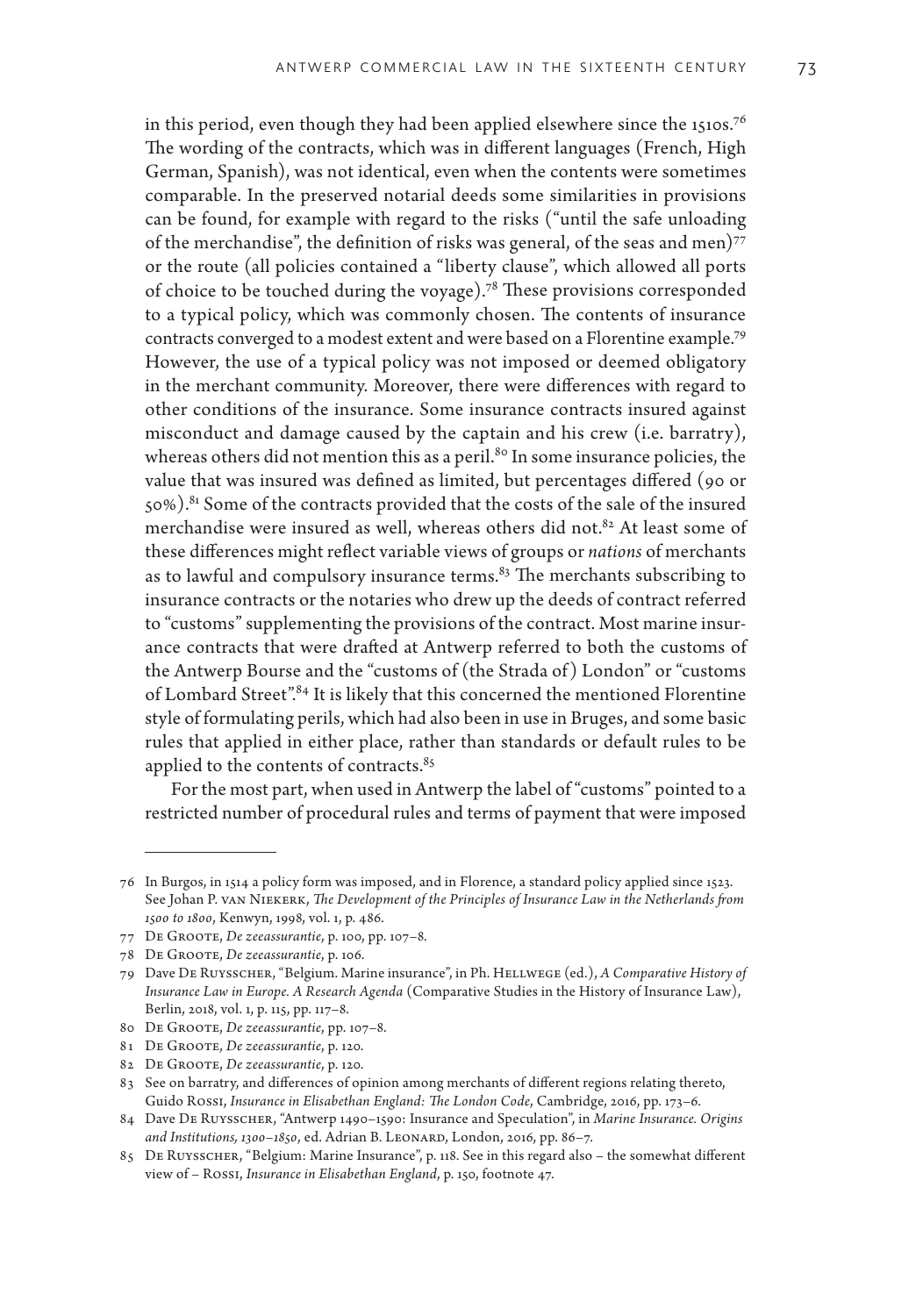in this period, even though they had been applied elsewhere since the 1510s.[76] The wording of the contracts, which was in different languages (French, High German, Spanish), was not identical, even when the contents were sometimes comparable. In the preserved notarial deeds some similarities in provisions can be found, for example with regard to the risks ("until the safe unloading of the merchandise", the definition of risks was general, of the seas and men)[77] or the route (all policies contained a "liberty clause", which allowed all ports of choice to be touched during the voyage).[78] These provisions corresponded to a typical policy, which was commonly chosen. The contents of insurance contracts converged to a modest extent and were based on a Florentine example.[79] However, the use of a typical policy was not imposed or deemed obligatory in the merchant community. Moreover, there were differences with regard to other conditions of the insurance. Some insurance contracts insured against misconduct and damage caused by the captain and his crew (i.e. barratry), whereas others did not mention this as a peril.[80] In some insurance policies, the value that was insured was defined as limited, but percentages differed (90 or 50%).[81] Some of the contracts provided that the costs of the sale of the insured merchandise were insured as well, whereas others did not.[82] At least some of these differences might reflect variable views of groups or *nations* of merchants as to lawful and compulsory insurance terms.[83] The merchants subscribing to insurance contracts or the notaries who drew up the deeds of contract referred to "customs" supplementing the provisions of the contract. Most marine insurance contracts that were drafted at Antwerp referred to both the customs of the Antwerp Bourse and the "customs of (the Strada of) London" or "customs of Lombard Street".[84] It is likely that this concerned the mentioned Florentine style of formulating perils, which had also been in use in Bruges, and some basic rules that applied in either place, rather than standards or default rules to be applied to the contents of contracts.[85]

For the most part, when used in Antwerp the label of "customs" pointed to a restricted number of procedural rules and terms of payment that were imposed

---

76 In Burgos, in 1514 a policy form was imposed, and in Florence, a standard policy applied since 1523. See Johan P. van Niekerk, *The Development of the Principles of Insurance Law in the Netherlands from 1500 to 1800*, Kenwyn, 1998, vol. 1, p. 486.

77 De Groote, *De zeeassurantie*, p. 100, pp. 107–8.

78 De Groote, *De zeeassurantie*, p. 106.

79 Dave De Ruysscher, "Belgium. Marine insurance", in Ph. Hellwege (ed.), *A Comparative History of Insurance Law in Europe. A Research Agenda* (Comparative Studies in the History of Insurance Law), Berlin, 2018, vol. 1, p. 115, pp. 117–8.

80 De Groote, *De zeeassurantie*, pp. 107–8.

81 De Groote, *De zeeassurantie*, p. 120.

82 De Groote, *De zeeassurantie*, p. 120.

83 See on barratry, and differences of opinion among merchants of different regions relating thereto, Guido Rossi, *Insurance in Elisabethan England: The London Code*, Cambridge, 2016, pp. 173–6.

84 Dave De Ruysscher, "Antwerp 1490–1590: Insurance and Speculation", in *Marine Insurance. Origins and Institutions, 1300–1850*, ed. Adrian B. Leonard, London, 2016, pp. 86–7.

85 De Ruysscher, "Belgium: Marine Insurance", p. 118. See in this regard also – the somewhat different view of – Rossi, *Insurance in Elisabethan England*, p. 150, footnote 47.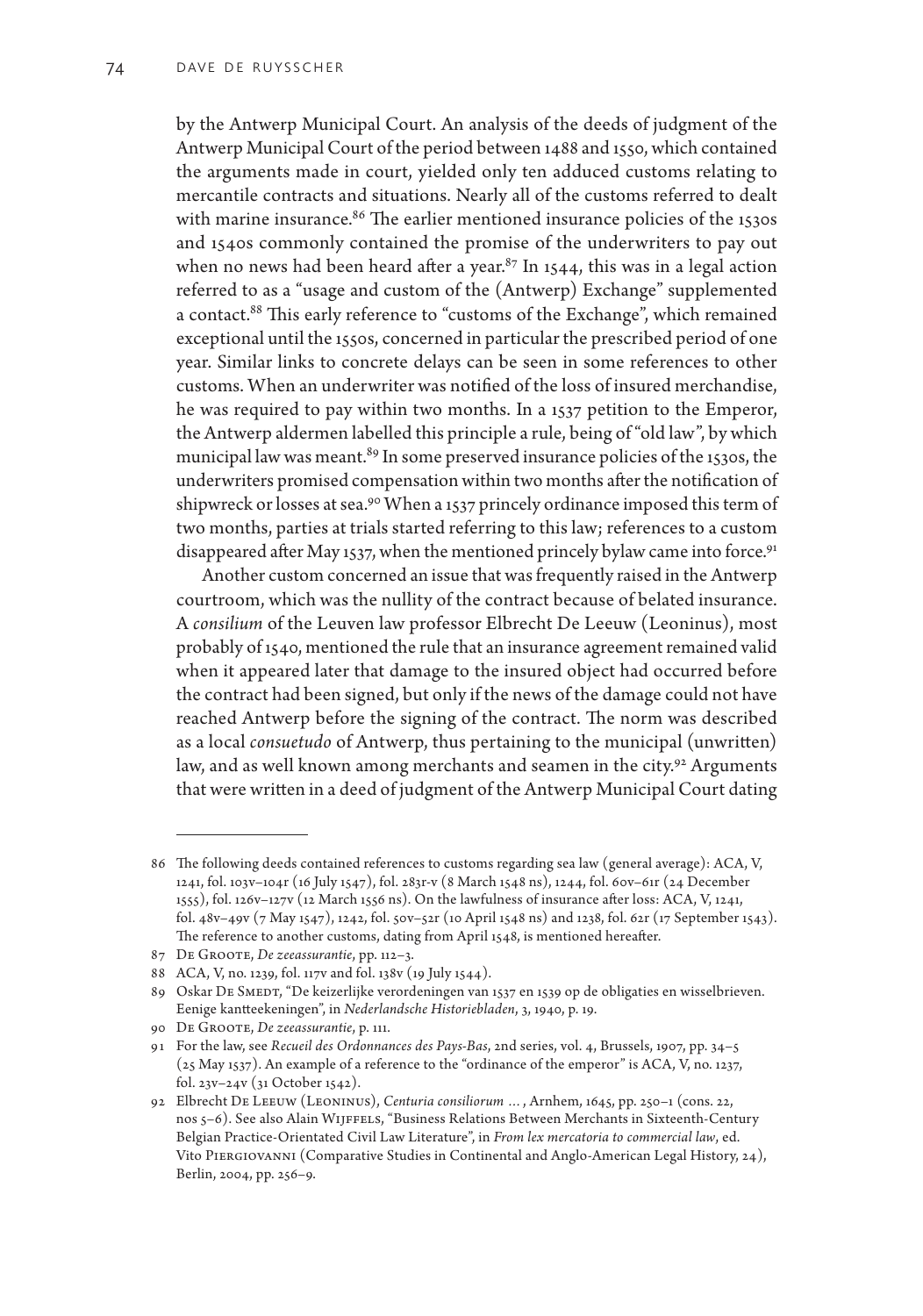by the Antwerp Municipal Court. An analysis of the deeds of judgment of the Antwerp Municipal Court of the period between 1488 and 1550, which contained the arguments made in court, yielded only ten adduced customs relating to mercantile contracts and situations. Nearly all of the customs referred to dealt with marine insurance.[86] The earlier mentioned insurance policies of the 1530s and 1540s commonly contained the promise of the underwriters to pay out when no news had been heard after a year.[87] In 1544, this was in a legal action referred to as a "usage and custom of the (Antwerp) Exchange" supplemented a contact.[88] This early reference to "customs of the Exchange", which remained exceptional until the 1550s, concerned in particular the prescribed period of one year. Similar links to concrete delays can be seen in some references to other customs. When an underwriter was notified of the loss of insured merchandise, he was required to pay within two months. In a 1537 petition to the Emperor, the Antwerp aldermen labelled this principle a rule, being of "old law", by which municipal law was meant.[89] In some preserved insurance policies of the 1530s, the underwriters promised compensation within two months after the notification of shipwreck or losses at sea.[90] When a 1537 princely ordinance imposed this term of two months, parties at trials started referring to this law; references to a custom disappeared after May 1537, when the mentioned princely bylaw came into force.[91]

Another custom concerned an issue that was frequently raised in the Antwerp courtroom, which was the nullity of the contract because of belated insurance. A *consilium* of the Leuven law professor Elbrecht De Leeuw (Leoninus), most probably of 1540, mentioned the rule that an insurance agreement remained valid when it appeared later that damage to the insured object had occurred before the contract had been signed, but only if the news of the damage could not have reached Antwerp before the signing of the contract. The norm was described as a local *consuetudo* of Antwerp, thus pertaining to the municipal (unwritten) law, and as well known among merchants and seamen in the city.[92] Arguments that were written in a deed of judgment of the Antwerp Municipal Court dating

---

86 The following deeds contained references to customs regarding sea law (general average): ACA, V, 1241, fol. 103v–104r (16 July 1547), fol. 283r-v (8 March 1548 ns), 1244, fol. 60v–61r (24 December 1555), fol. 126v–127v (12 March 1556 ns). On the lawfulness of insurance after loss: ACA, V, 1241, fol. 48v–49v (7 May 1547), 1242, fol. 50v–52r (10 April 1548 ns) and 1238, fol. 62r (17 September 1543). The reference to another customs, dating from April 1548, is mentioned hereafter.

87 De Groote, *De zeeassurantie*, pp. 112–3.

88 ACA, V, no. 1239, fol. 117v and fol. 138v (19 July 1544).

89 Oskar De Smedt, "De keizerlijke verordeningen van 1537 en 1539 op de obligaties en wisselbrieven. Eenige kantteekeningen", in *Nederlandsche Historiebladen*, 3, 1940, p. 19.

90 De Groote, *De zeeassurantie*, p. 111.

91 For the law, see *Recueil des Ordonnances des Pays-Bas*, 2nd series, vol. 4, Brussels, 1907, pp. 34–5 (25 May 1537). An example of a reference to the "ordinance of the emperor" is ACA, V, no. 1237, fol. 23v–24v (31 October 1542).

92 Elbrecht De Leeuw (Leoninus), *Centuria consiliorum …*, Arnhem, 1645, pp. 250–1 (cons. 22, nos 5–6). See also Alain Wijffels, "Business Relations Between Merchants in Sixteenth-Century Belgian Practice-Orientated Civil Law Literature", in *From lex mercatoria to commercial law*, ed. Vito Piergiovanni (Comparative Studies in Continental and Anglo-American Legal History, 24), Berlin, 2004, pp. 256–9.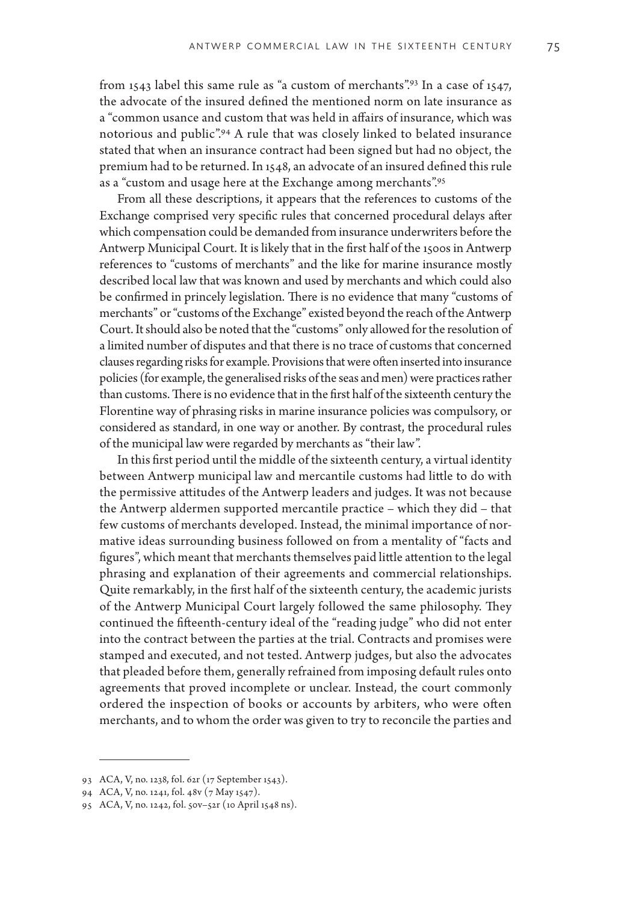from 1543 label this same rule as "a custom of merchants".[93] In a case of 1547, the advocate of the insured defined the mentioned norm on late insurance as a "common usance and custom that was held in affairs of insurance, which was notorious and public".[94] A rule that was closely linked to belated insurance stated that when an insurance contract had been signed but had no object, the premium had to be returned. In 1548, an advocate of an insured defined this rule as a "custom and usage here at the Exchange among merchants".[95]

From all these descriptions, it appears that the references to customs of the Exchange comprised very specific rules that concerned procedural delays after which compensation could be demanded from insurance underwriters before the Antwerp Municipal Court. It is likely that in the first half of the 1500s in Antwerp references to "customs of merchants" and the like for marine insurance mostly described local law that was known and used by merchants and which could also be confirmed in princely legislation. There is no evidence that many "customs of merchants" or "customs of the Exchange" existed beyond the reach of the Antwerp Court. It should also be noted that the "customs" only allowed for the resolution of a limited number of disputes and that there is no trace of customs that concerned clauses regarding risks for example. Provisions that were often inserted into insurance policies (for example, the generalised risks of the seas and men) were practices rather than customs. There is no evidence that in the first half of the sixteenth century the Florentine way of phrasing risks in marine insurance policies was compulsory, or considered as standard, in one way or another. By contrast, the procedural rules of the municipal law were regarded by merchants as "their law".

In this first period until the middle of the sixteenth century, a virtual identity between Antwerp municipal law and mercantile customs had little to do with the permissive attitudes of the Antwerp leaders and judges. It was not because the Antwerp aldermen supported mercantile practice – which they did – that few customs of merchants developed. Instead, the minimal importance of normative ideas surrounding business followed on from a mentality of "facts and figures", which meant that merchants themselves paid little attention to the legal phrasing and explanation of their agreements and commercial relationships. Quite remarkably, in the first half of the sixteenth century, the academic jurists of the Antwerp Municipal Court largely followed the same philosophy. They continued the fifteenth-century ideal of the "reading judge" who did not enter into the contract between the parties at the trial. Contracts and promises were stamped and executed, and not tested. Antwerp judges, but also the advocates that pleaded before them, generally refrained from imposing default rules onto agreements that proved incomplete or unclear. Instead, the court commonly ordered the inspection of books or accounts by arbiters, who were often merchants, and to whom the order was given to try to reconcile the parties and

---

93 ACA, V, no. 1238, fol. 62r (17 September 1543).

94 ACA, V, no. 1241, fol. 48v (7 May 1547).

95 ACA, V, no. 1242, fol. 50v–52r (10 April 1548 ns).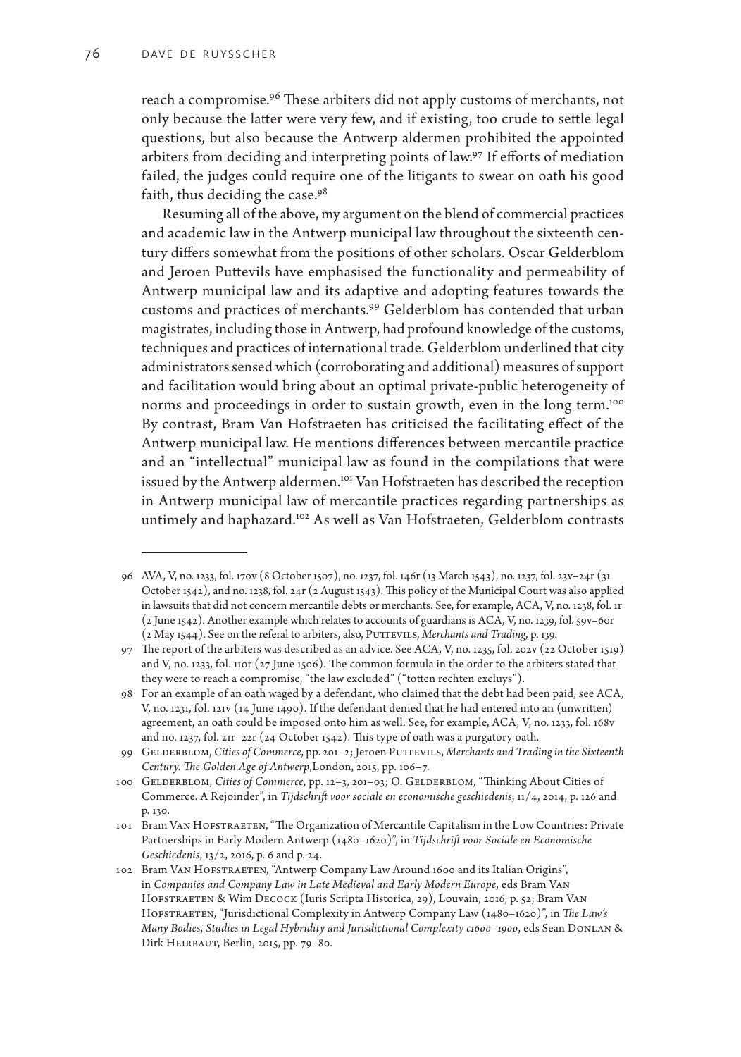reach a compromise.[96] These arbiters did not apply customs of merchants, not only because the latter were very few, and if existing, too crude to settle legal questions, but also because the Antwerp aldermen prohibited the appointed arbiters from deciding and interpreting points of law.[97] If efforts of mediation failed, the judges could require one of the litigants to swear on oath his good faith, thus deciding the case.[98]

Resuming all of the above, my argument on the blend of commercial practices and academic law in the Antwerp municipal law throughout the sixteenth century differs somewhat from the positions of other scholars. Oscar Gelderblom and Jeroen Puttevils have emphasised the functionality and permeability of Antwerp municipal law and its adaptive and adopting features towards the customs and practices of merchants.[99] Gelderblom has contended that urban magistrates, including those in Antwerp, had profound knowledge of the customs, techniques and practices of international trade. Gelderblom underlined that city administrators sensed which (corroborating and additional) measures of support and facilitation would bring about an optimal private-public heterogeneity of norms and proceedings in order to sustain growth, even in the long term.[100] By contrast, Bram Van Hofstraeten has criticised the facilitating effect of the Antwerp municipal law. He mentions differences between mercantile practice and an "intellectual" municipal law as found in the compilations that were issued by the Antwerp aldermen.[101] Van Hofstraeten has described the reception in Antwerp municipal law of mercantile practices regarding partnerships as untimely and haphazard.[102] As well as Van Hofstraeten, Gelderblom contrasts

---

96 AVA, V, no. 1233, fol. 170v (8 October 1507), no. 1237, fol. 146r (13 March 1543), no. 1237, fol. 23v–24r (31 October 1542), and no. 1238, fol. 24r (2 August 1543). This policy of the Municipal Court was also applied in lawsuits that did not concern mercantile debts or merchants. See, for example, ACA, V, no. 1238, fol. 1r (2 June 1542). Another example which relates to accounts of guardians is ACA, V, no. 1239, fol. 59v–60r (2 May 1544). See on the referal to arbiters, also, Puttevils, *Merchants and Trading*, p. 139.

97 The report of the arbiters was described as an advice. See ACA, V, no. 1235, fol. 202v (22 October 1519) and V, no. 1233, fol. 110r (27 June 1506). The common formula in the order to the arbiters stated that they were to reach a compromise, "the law excluded" ("totten rechten excluys").

98 For an example of an oath waged by a defendant, who claimed that the debt had been paid, see ACA, V, no. 1231, fol. 121v (14 June 1490). If the defendant denied that he had entered into an (unwritten) agreement, an oath could be imposed onto him as well. See, for example, ACA, V, no. 1233, fol. 168v and no. 1237, fol. 21r–22r (24 October 1542). This type of oath was a purgatory oath.

99 Gelderblom, *Cities of Commerce*, pp. 201–2; Jeroen Puttevils, *Merchants and Trading in the Sixteenth Century. The Golden Age of Antwerp*, London, 2015, pp. 106–7.

100 Gelderblom, *Cities of Commerce*, pp. 12–3, 201–03; O. Gelderblom, "Thinking About Cities of Commerce. A Rejoinder", in *Tijdschrift voor sociale en economische geschiedenis*, 11/4, 2014, p. 126 and p. 130.

101 Bram Van Hofstraeten, "The Organization of Mercantile Capitalism in the Low Countries: Private Partnerships in Early Modern Antwerp (1480–1620)", in *Tijdschrift voor Sociale en Economische Geschiedenis*, 13/2, 2016, p. 6 and p. 24.

102 Bram Van Hofstraeten, "Antwerp Company Law Around 1600 and its Italian Origins", in *Companies and Company Law in Late Medieval and Early Modern Europe*, eds Bram Van Hofstraeten & Wim Decock (Iuris Scripta Historica, 29), Louvain, 2016, p. 52; Bram Van Hofstraeten, "Jurisdictional Complexity in Antwerp Company Law (1480–1620)", in *The Law's Many Bodies, Studies in Legal Hybridity and Jurisdictional Complexity c1600–1900*, eds Sean Donlan & Dirk Heirbaut, Berlin, 2015, pp. 79–80.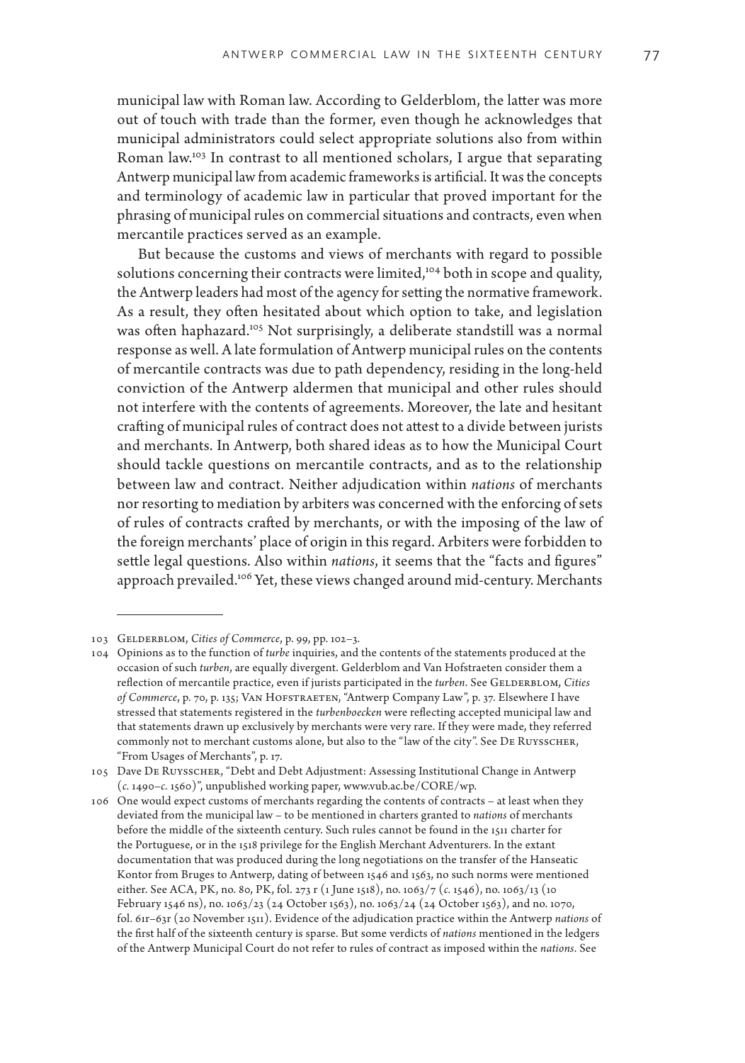municipal law with Roman law. According to Gelderblom, the latter was more out of touch with trade than the former, even though he acknowledges that municipal administrators could select appropriate solutions also from within Roman law.[103] In contrast to all mentioned scholars, I argue that separating Antwerp municipal law from academic frameworks is artificial. It was the concepts and terminology of academic law in particular that proved important for the phrasing of municipal rules on commercial situations and contracts, even when mercantile practices served as an example.

But because the customs and views of merchants with regard to possible solutions concerning their contracts were limited,[104] both in scope and quality, the Antwerp leaders had most of the agency for setting the normative framework. As a result, they often hesitated about which option to take, and legislation was often haphazard.[105] Not surprisingly, a deliberate standstill was a normal response as well. A late formulation of Antwerp municipal rules on the contents of mercantile contracts was due to path dependency, residing in the long-held conviction of the Antwerp aldermen that municipal and other rules should not interfere with the contents of agreements. Moreover, the late and hesitant crafting of municipal rules of contract does not attest to a divide between jurists and merchants. In Antwerp, both shared ideas as to how the Municipal Court should tackle questions on mercantile contracts, and as to the relationship between law and contract. Neither adjudication within *nations* of merchants nor resorting to mediation by arbiters was concerned with the enforcing of sets of rules of contracts crafted by merchants, or with the imposing of the law of the foreign merchants' place of origin in this regard. Arbiters were forbidden to settle legal questions. Also within *nations*, it seems that the "facts and figures" approach prevailed.[106] Yet, these views changed around mid-century. Merchants

---

103 Gelderblom, *Cities of Commerce*, p. 99, pp. 102–3.

104 Opinions as to the function of *turbe* inquiries, and the contents of the statements produced at the occasion of such *turben*, are equally divergent. Gelderblom and Van Hofstraeten consider them a reflection of mercantile practice, even if jurists participated in the *turben*. See Gelderblom, *Cities of Commerce*, p. 70, p. 135; Van Hofstraeten, "Antwerp Company Law", p. 37. Elsewhere I have stressed that statements registered in the *turbenboecken* were reflecting accepted municipal law and that statements drawn up exclusively by merchants were very rare. If they were made, they referred commonly not to merchant customs alone, but also to the "law of the city". See De Ruysscher, "From Usages of Merchants", p. 17.

105 Dave De Ruysscher, "Debt and Debt Adjustment: Assessing Institutional Change in Antwerp (*c.* 1490–*c.* 1560)", unpublished working paper, www.vub.ac.be/CORE/wp.

106 One would expect customs of merchants regarding the contents of contracts – at least when they deviated from the municipal law – to be mentioned in charters granted to *nations* of merchants before the middle of the sixteenth century. Such rules cannot be found in the 1511 charter for the Portuguese, or in the 1518 privilege for the English Merchant Adventurers. In the extant documentation that was produced during the long negotiations on the transfer of the Hanseatic Kontor from Bruges to Antwerp, dating of between 1546 and 1563, no such norms were mentioned either. See ACA, PK, no. 80, PK, fol. 273 r (1 June 1518), no. 1063/7 (*c.* 1546), no. 1063/13 (10 February 1546 ns), no. 1063/23 (24 October 1563), no. 1063/24 (24 October 1563), and no. 1070, fol. 61r–63r (20 November 1511). Evidence of the adjudication practice within the Antwerp *nations* of the first half of the sixteenth century is sparse. But some verdicts of *nations* mentioned in the ledgers of the Antwerp Municipal Court do not refer to rules of contract as imposed within the *nations*. See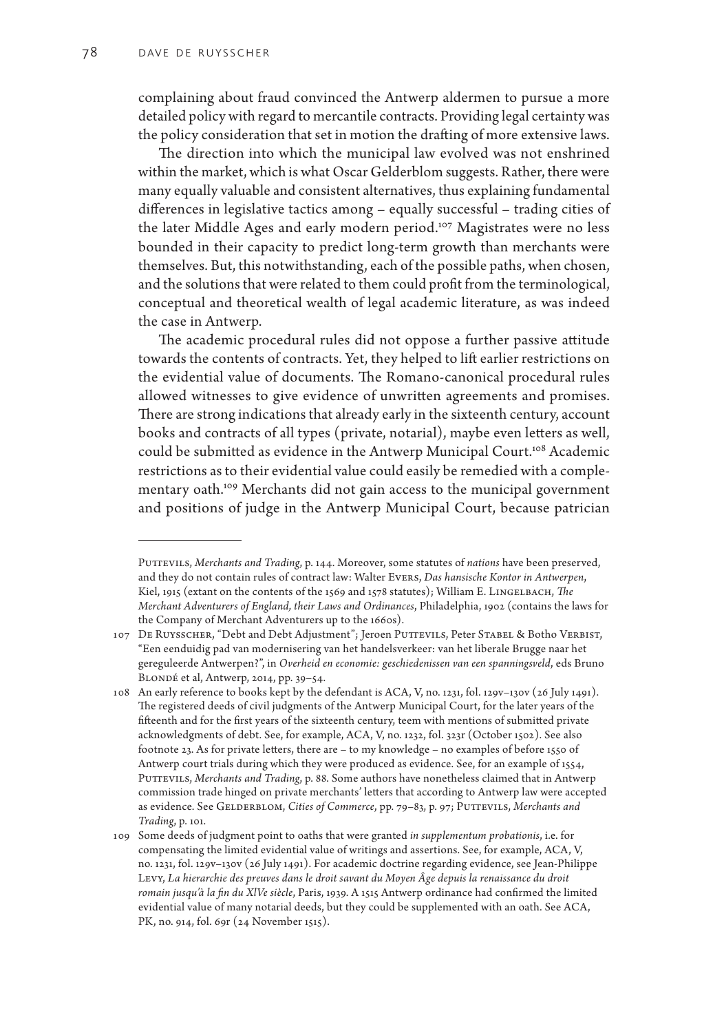complaining about fraud convinced the Antwerp aldermen to pursue a more detailed policy with regard to mercantile contracts. Providing legal certainty was the policy consideration that set in motion the drafting of more extensive laws.

The direction into which the municipal law evolved was not enshrined within the market, which is what Oscar Gelderblom suggests. Rather, there were many equally valuable and consistent alternatives, thus explaining fundamental differences in legislative tactics among – equally successful – trading cities of the later Middle Ages and early modern period.[107] Magistrates were no less bounded in their capacity to predict long-term growth than merchants were themselves. But, this notwithstanding, each of the possible paths, when chosen, and the solutions that were related to them could profit from the terminological, conceptual and theoretical wealth of legal academic literature, as was indeed the case in Antwerp.

The academic procedural rules did not oppose a further passive attitude towards the contents of contracts. Yet, they helped to lift earlier restrictions on the evidential value of documents. The Romano-canonical procedural rules allowed witnesses to give evidence of unwritten agreements and promises. There are strong indications that already early in the sixteenth century, account books and contracts of all types (private, notarial), maybe even letters as well, could be submitted as evidence in the Antwerp Municipal Court.[108] Academic restrictions as to their evidential value could easily be remedied with a complementary oath.[109] Merchants did not gain access to the municipal government and positions of judge in the Antwerp Municipal Court, because patrician

---

Puttevils, *Merchants and Trading*, p. 144. Moreover, some statutes of *nations* have been preserved, and they do not contain rules of contract law: Walter Evers, *Das hansische Kontor in Antwerpen*, Kiel, 1915 (extant on the contents of the 1569 and 1578 statutes); William E. Lingelbach, *The Merchant Adventurers of England, their Laws and Ordinances*, Philadelphia, 1902 (contains the laws for the Company of Merchant Adventurers up to the 1660s).

107 De Ruysscher, "Debt and Debt Adjustment"; Jeroen Puttevils, Peter Stabel & Botho Verbist, "Een eenduidig pad van modernisering van het handelsverkeer: van het liberale Brugge naar het gereguleerde Antwerpen?", in *Overheid en economie: geschiedenissen van een spanningsveld*, eds Bruno Blondé et al, Antwerp, 2014, pp. 39–54.

108 An early reference to books kept by the defendant is ACA, V, no. 1231, fol. 129v–130v (26 July 1491). The registered deeds of civil judgments of the Antwerp Municipal Court, for the later years of the fifteenth and for the first years of the sixteenth century, teem with mentions of submitted private acknowledgments of debt. See, for example, ACA, V, no. 1232, fol. 323r (October 1502). See also footnote 23. As for private letters, there are – to my knowledge – no examples of before 1550 of Antwerp court trials during which they were produced as evidence. See, for an example of 1554, Puttevils, *Merchants and Trading*, p. 88. Some authors have nonetheless claimed that in Antwerp commission trade hinged on private merchants' letters that according to Antwerp law were accepted as evidence. See Gelderblom, *Cities of Commerce*, pp. 79–83, p. 97; Puttevils, *Merchants and Trading*, p. 101.

109 Some deeds of judgment point to oaths that were granted *in supplementum probationis*, i.e. for compensating the limited evidential value of writings and assertions. See, for example, ACA, V, no. 1231, fol. 129v–130v (26 July 1491). For academic doctrine regarding evidence, see Jean-Philippe Levy, *La hierarchie des preuves dans le droit savant du Moyen Âge depuis la renaissance du droit romain jusqu'à la fin du XIVe siècle*, Paris, 1939. A 1515 Antwerp ordinance had confirmed the limited evidential value of many notarial deeds, but they could be supplemented with an oath. See ACA, PK, no. 914, fol. 69r (24 November 1515).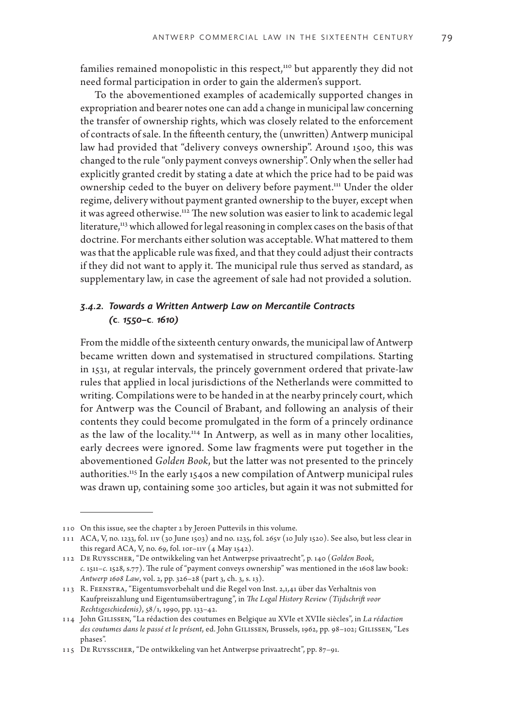families remained monopolistic in this respect,[110] but apparently they did not need formal participation in order to gain the aldermen's support.

To the abovementioned examples of academically supported changes in expropriation and bearer notes one can add a change in municipal law concerning the transfer of ownership rights, which was closely related to the enforcement of contracts of sale. In the fifteenth century, the (unwritten) Antwerp municipal law had provided that "delivery conveys ownership". Around 1500, this was changed to the rule "only payment conveys ownership". Only when the seller had explicitly granted credit by stating a date at which the price had to be paid was ownership ceded to the buyer on delivery before payment.[111] Under the older regime, delivery without payment granted ownership to the buyer, except when it was agreed otherwise.[112] The new solution was easier to link to academic legal literature,[113] which allowed for legal reasoning in complex cases on the basis of that doctrine. For merchants either solution was acceptable. What mattered to them was that the applicable rule was fixed, and that they could adjust their contracts if they did not want to apply it. The municipal rule thus served as standard, as supplementary law, in case the agreement of sale had not provided a solution.

### *3.4.2. Towards a Written Antwerp Law on Mercantile Contracts (c. 1550–c. 1610)*

From the middle of the sixteenth century onwards, the municipal law of Antwerp became written down and systematised in structured compilations. Starting in 1531, at regular intervals, the princely government ordered that private-law rules that applied in local jurisdictions of the Netherlands were committed to writing. Compilations were to be handed in at the nearby princely court, which for Antwerp was the Council of Brabant, and following an analysis of their contents they could become promulgated in the form of a princely ordinance as the law of the locality.[114] In Antwerp, as well as in many other localities, early decrees were ignored. Some law fragments were put together in the abovementioned *Golden Book*, but the latter was not presented to the princely authorities.[115] In the early 1540s a new compilation of Antwerp municipal rules was drawn up, containing some 300 articles, but again it was not submitted for

---

110 On this issue, see the chapter 2 by Jeroen Puttevils in this volume.

111 ACA, V, no. 1233, fol. 11v (30 June 1503) and no. 1235, fol. 265v (10 July 1520). See also, but less clear in this regard ACA, V, no. 69, fol. 10r–11v (4 May 1542).

112 De Ruysscher, "De ontwikkeling van het Antwerpse privaatrecht", p. 140 (*Golden Book*, *c.* 1511–*c.* 1528, s.77). The rule of "payment conveys ownership" was mentioned in the 1608 law book: *Antwerp 1608 Law*, vol. 2, pp. 326–28 (part 3, ch. 3, s. 13).

113 R. Feenstra, "Eigentumsvorbehalt und die Regel von Inst. 2,1,41 über das Verhaltnis von Kaufpreiszahlung und Eigentumsübertragung", in *The Legal History Review (Tijdschrift voor Rechtsgeschiedenis)*, 58/1, 1990, pp. 133–42.

114 John Gilissen, "La rédaction des coutumes en Belgique au XVIe et XVIIe siècles", in *La rédaction des coutumes dans le passé et le présent*, ed. John Gilissen, Brussels, 1962, pp. 98–102; Gilissen, "Les phases".

115 De Ruysscher, "De ontwikkeling van het Antwerpse privaatrecht", pp. 87–91.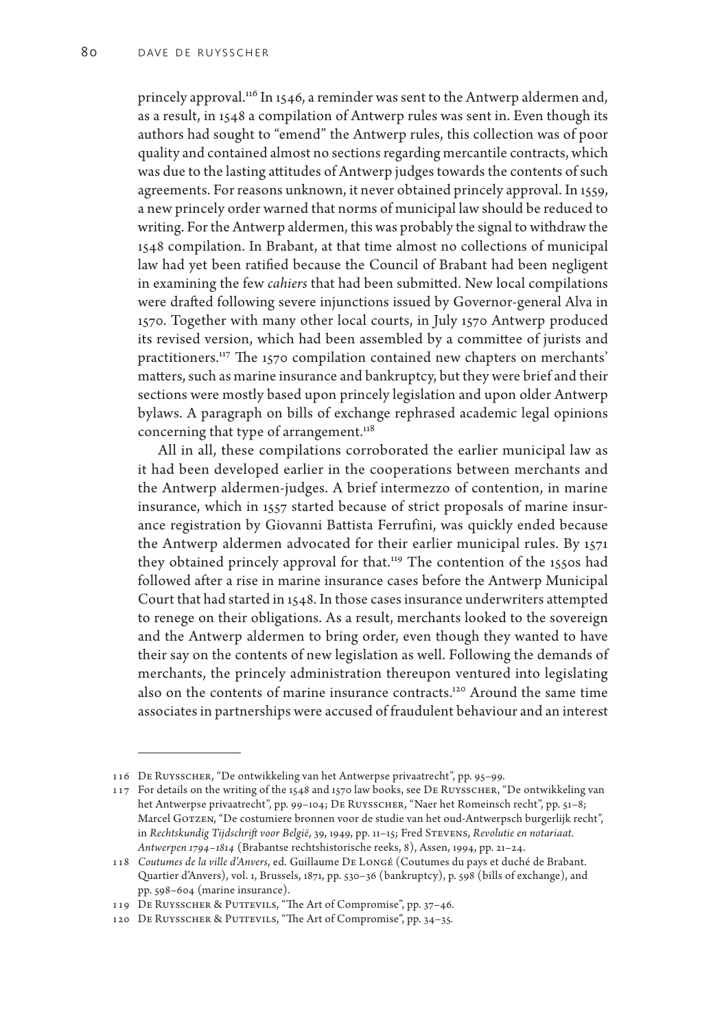princely approval.[116] In 1546, a reminder was sent to the Antwerp aldermen and, as a result, in 1548 a compilation of Antwerp rules was sent in. Even though its authors had sought to "emend" the Antwerp rules, this collection was of poor quality and contained almost no sections regarding mercantile contracts, which was due to the lasting attitudes of Antwerp judges towards the contents of such agreements. For reasons unknown, it never obtained princely approval. In 1559, a new princely order warned that norms of municipal law should be reduced to writing. For the Antwerp aldermen, this was probably the signal to withdraw the 1548 compilation. In Brabant, at that time almost no collections of municipal law had yet been ratified because the Council of Brabant had been negligent in examining the few *cahiers* that had been submitted. New local compilations were drafted following severe injunctions issued by Governor-general Alva in 1570. Together with many other local courts, in July 1570 Antwerp produced its revised version, which had been assembled by a committee of jurists and practitioners.[117] The 1570 compilation contained new chapters on merchants' matters, such as marine insurance and bankruptcy, but they were brief and their sections were mostly based upon princely legislation and upon older Antwerp bylaws. A paragraph on bills of exchange rephrased academic legal opinions concerning that type of arrangement.[118]

All in all, these compilations corroborated the earlier municipal law as it had been developed earlier in the cooperations between merchants and the Antwerp aldermen-judges. A brief intermezzo of contention, in marine insurance, which in 1557 started because of strict proposals of marine insurance registration by Giovanni Battista Ferrufini, was quickly ended because the Antwerp aldermen advocated for their earlier municipal rules. By 1571 they obtained princely approval for that.[119] The contention of the 1550s had followed after a rise in marine insurance cases before the Antwerp Municipal Court that had started in 1548. In those cases insurance underwriters attempted to renege on their obligations. As a result, merchants looked to the sovereign and the Antwerp aldermen to bring order, even though they wanted to have their say on the contents of new legislation as well. Following the demands of merchants, the princely administration thereupon ventured into legislating also on the contents of marine insurance contracts.[120] Around the same time associates in partnerships were accused of fraudulent behaviour and an interest

---

116 De Ruysscher, "De ontwikkeling van het Antwerpse privaatrecht", pp. 95–99.

117 For details on the writing of the 1548 and 1570 law books, see De Ruysscher, "De ontwikkeling van het Antwerpse privaatrecht", pp. 99–104; De Ruysscher, "Naer het Romeinsch recht", pp. 51–8; Marcel Gotzen, "De costumiere bronnen voor de studie van het oud-Antwerpsch burgerlijk recht", in *Rechtskundig Tijdschrift voor België*, 39, 1949, pp. 11–15; Fred Stevens, *Revolutie en notariaat. Antwerpen 1794–1814* (Brabantse rechtshistorische reeks, 8), Assen, 1994, pp. 21–24.

118 *Coutumes de la ville d'Anvers*, ed. Guillaume De Longé (Coutumes du pays et duché de Brabant. Quartier d'Anvers), vol. 1, Brussels, 1871, pp. 530–36 (bankruptcy), p. 598 (bills of exchange), and pp. 598–604 (marine insurance).

119 De Ruysscher & Puttevils, "The Art of Compromise", pp. 37–46.

120 De Ruysscher & Puttevils, "The Art of Compromise", pp. 34–35.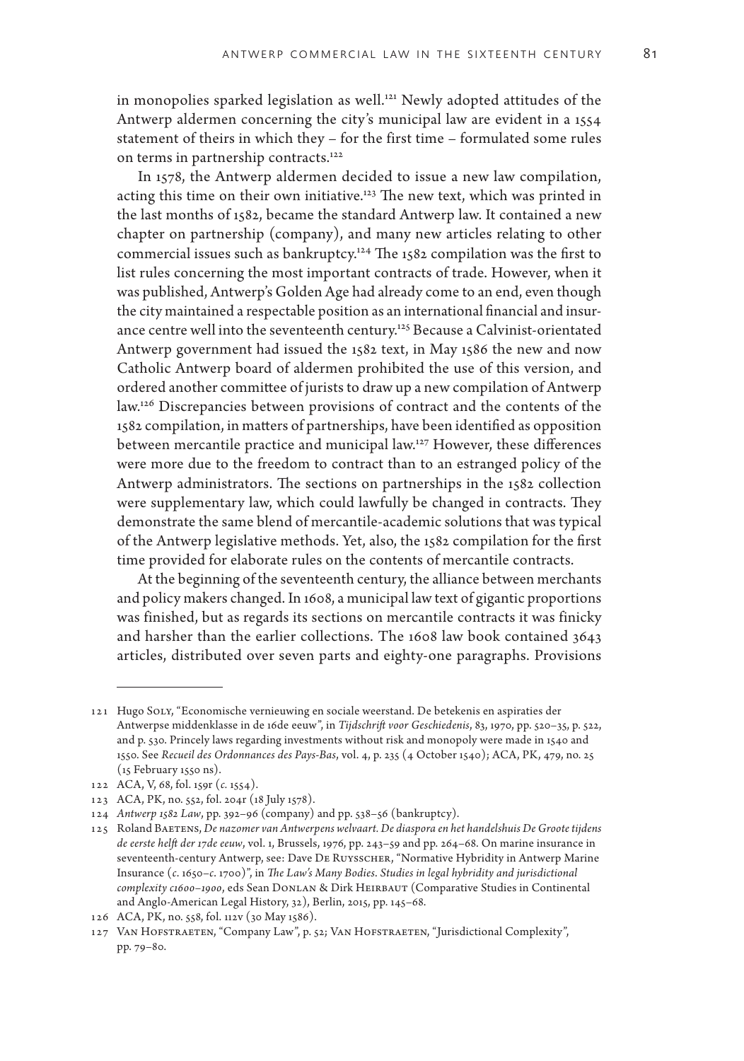in monopolies sparked legislation as well.[121] Newly adopted attitudes of the Antwerp aldermen concerning the city's municipal law are evident in a 1554 statement of theirs in which they – for the first time – formulated some rules on terms in partnership contracts.[122]

In 1578, the Antwerp aldermen decided to issue a new law compilation, acting this time on their own initiative.[123] The new text, which was printed in the last months of 1582, became the standard Antwerp law. It contained a new chapter on partnership (company), and many new articles relating to other commercial issues such as bankruptcy.[124] The 1582 compilation was the first to list rules concerning the most important contracts of trade. However, when it was published, Antwerp's Golden Age had already come to an end, even though the city maintained a respectable position as an international financial and insurance centre well into the seventeenth century.[125] Because a Calvinist-orientated Antwerp government had issued the 1582 text, in May 1586 the new and now Catholic Antwerp board of aldermen prohibited the use of this version, and ordered another committee of jurists to draw up a new compilation of Antwerp law.[126] Discrepancies between provisions of contract and the contents of the 1582 compilation, in matters of partnerships, have been identified as opposition between mercantile practice and municipal law.[127] However, these differences were more due to the freedom to contract than to an estranged policy of the Antwerp administrators. The sections on partnerships in the 1582 collection were supplementary law, which could lawfully be changed in contracts. They demonstrate the same blend of mercantile-academic solutions that was typical of the Antwerp legislative methods. Yet, also, the 1582 compilation for the first time provided for elaborate rules on the contents of mercantile contracts.

At the beginning of the seventeenth century, the alliance between merchants and policy makers changed. In 1608, a municipal law text of gigantic proportions was finished, but as regards its sections on mercantile contracts it was finicky and harsher than the earlier collections. The 1608 law book contained 3643 articles, distributed over seven parts and eighty-one paragraphs. Provisions

---

121 Hugo Soly, "Economische vernieuwing en sociale weerstand. De betekenis en aspiraties der Antwerpse middenklasse in de 16de eeuw", in *Tijdschrift voor Geschiedenis*, 83, 1970, pp. 520–35, p. 522, and p. 530. Princely laws regarding investments without risk and monopoly were made in 1540 and 1550. See *Recueil des Ordonnances des Pays-Bas*, vol. 4, p. 235 (4 October 1540); ACA, PK, 479, no. 25 (15 February 1550 ns).

122 ACA, V, 68, fol. 159r (*c.* 1554).

123 ACA, PK, no. 552, fol. 204r (18 July 1578).

124 *Antwerp 1582 Law*, pp. 392–96 (company) and pp. 538–56 (bankruptcy).

125 Roland Baetens, *De nazomer van Antwerpens welvaart. De diaspora en het handelshuis De Groote tijdens de eerste helft der 17de eeuw*, vol. 1, Brussels, 1976, pp. 243–59 and pp. 264–68. On marine insurance in seventeenth-century Antwerp, see: Dave De Ruysscher, "Normative Hybridity in Antwerp Marine Insurance (*c.* 1650–*c.* 1700)", in *The Law's Many Bodies. Studies in legal hybridity and jurisdictional complexity c1600–1900*, eds Sean Donlan & Dirk Heirbaut (Comparative Studies in Continental and Anglo-American Legal History, 32), Berlin, 2015, pp. 145–68.

126 ACA, PK, no. 558, fol. 112v (30 May 1586).

127 Van Hofstraeten, "Company Law", p. 52; Van Hofstraeten, "Jurisdictional Complexity", pp. 79–80.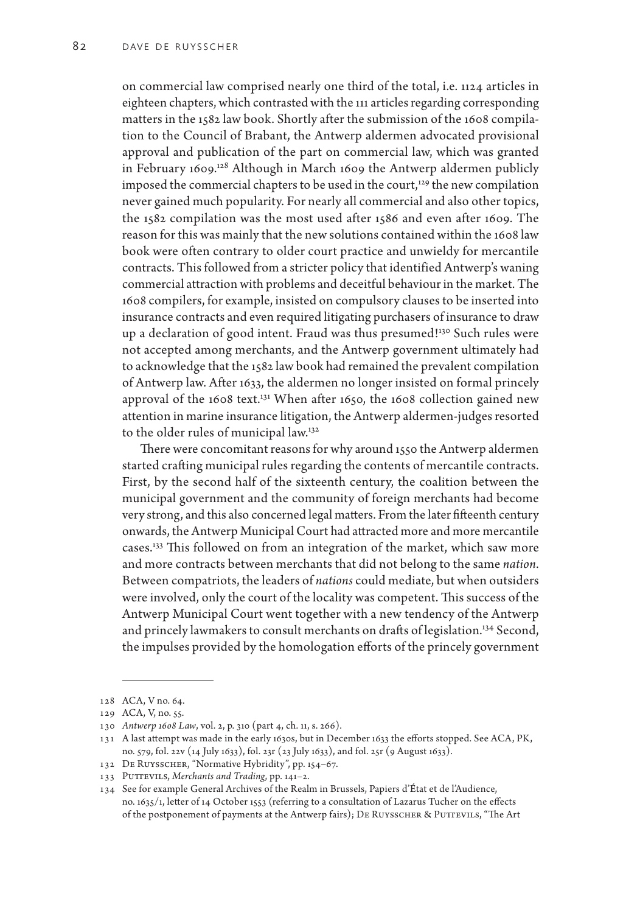on commercial law comprised nearly one third of the total, i.e. 1124 articles in eighteen chapters, which contrasted with the 111 articles regarding corresponding matters in the 1582 law book. Shortly after the submission of the 1608 compilation to the Council of Brabant, the Antwerp aldermen advocated provisional approval and publication of the part on commercial law, which was granted in February 1609.[128] Although in March 1609 the Antwerp aldermen publicly imposed the commercial chapters to be used in the court,[129] the new compilation never gained much popularity. For nearly all commercial and also other topics, the 1582 compilation was the most used after 1586 and even after 1609. The reason for this was mainly that the new solutions contained within the 1608 law book were often contrary to older court practice and unwieldy for mercantile contracts. This followed from a stricter policy that identified Antwerp's waning commercial attraction with problems and deceitful behaviour in the market. The 1608 compilers, for example, insisted on compulsory clauses to be inserted into insurance contracts and even required litigating purchasers of insurance to draw up a declaration of good intent. Fraud was thus presumed![130] Such rules were not accepted among merchants, and the Antwerp government ultimately had to acknowledge that the 1582 law book had remained the prevalent compilation of Antwerp law. After 1633, the aldermen no longer insisted on formal princely approval of the 1608 text.[131] When after 1650, the 1608 collection gained new attention in marine insurance litigation, the Antwerp aldermen-judges resorted to the older rules of municipal law.[132]

There were concomitant reasons for why around 1550 the Antwerp aldermen started crafting municipal rules regarding the contents of mercantile contracts. First, by the second half of the sixteenth century, the coalition between the municipal government and the community of foreign merchants had become very strong, and this also concerned legal matters. From the later fifteenth century onwards, the Antwerp Municipal Court had attracted more and more mercantile cases.[133] This followed on from an integration of the market, which saw more and more contracts between merchants that did not belong to the same *nation*. Between compatriots, the leaders of *nations* could mediate, but when outsiders were involved, only the court of the locality was competent. This success of the Antwerp Municipal Court went together with a new tendency of the Antwerp and princely lawmakers to consult merchants on drafts of legislation.[134] Second, the impulses provided by the homologation efforts of the princely government

---

128 ACA, V no. 64.

129 ACA, V, no. 55.

130 *Antwerp 1608 Law*, vol. 2, p. 310 (part 4, ch. 11, s. 266).

131 A last attempt was made in the early 1630s, but in December 1633 the efforts stopped. See ACA, PK, no. 579, fol. 22v (14 July 1633), fol. 23r (23 July 1633), and fol. 25r (9 August 1633).

132 De Ruysscher, "Normative Hybridity", pp. 154–67.

133 Puttevils, *Merchants and Trading*, pp. 141–2.

134 See for example General Archives of the Realm in Brussels, Papiers d'État et de l'Audience, no. 1635/1, letter of 14 October 1553 (referring to a consultation of Lazarus Tucher on the effects of the postponement of payments at the Antwerp fairs); De Ruysscher & Puttevils, "The Art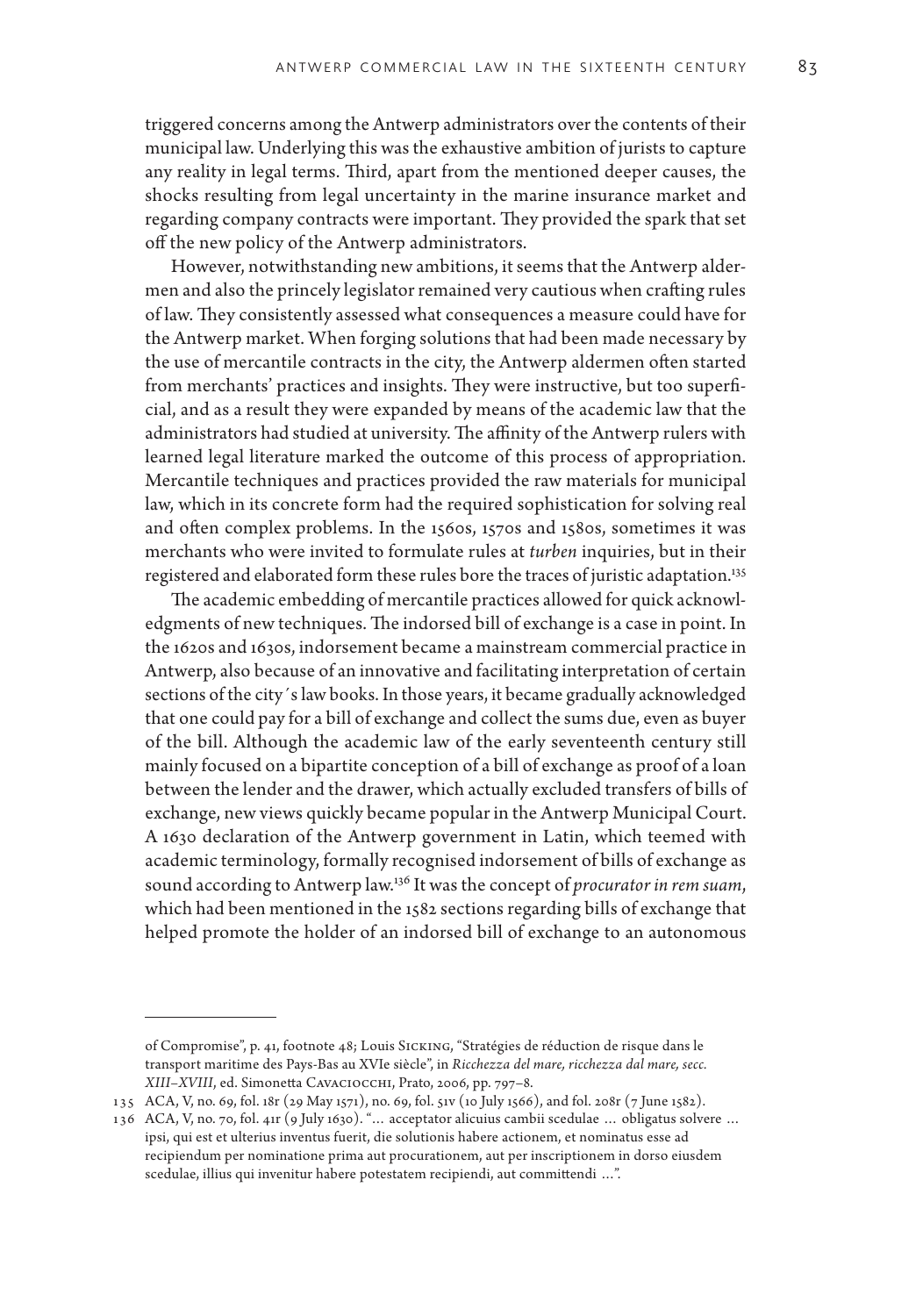triggered concerns among the Antwerp administrators over the contents of their municipal law. Underlying this was the exhaustive ambition of jurists to capture any reality in legal terms. Third, apart from the mentioned deeper causes, the shocks resulting from legal uncertainty in the marine insurance market and regarding company contracts were important. They provided the spark that set off the new policy of the Antwerp administrators.

However, notwithstanding new ambitions, it seems that the Antwerp aldermen and also the princely legislator remained very cautious when crafting rules of law. They consistently assessed what consequences a measure could have for the Antwerp market. When forging solutions that had been made necessary by the use of mercantile contracts in the city, the Antwerp aldermen often started from merchants' practices and insights. They were instructive, but too superficial, and as a result they were expanded by means of the academic law that the administrators had studied at university. The affinity of the Antwerp rulers with learned legal literature marked the outcome of this process of appropriation. Mercantile techniques and practices provided the raw materials for municipal law, which in its concrete form had the required sophistication for solving real and often complex problems. In the 1560s, 1570s and 1580s, sometimes it was merchants who were invited to formulate rules at *turben* inquiries, but in their registered and elaborated form these rules bore the traces of juristic adaptation.[135]

The academic embedding of mercantile practices allowed for quick acknowledgments of new techniques. The indorsed bill of exchange is a case in point. In the 1620s and 1630s, indorsement became a mainstream commercial practice in Antwerp, also because of an innovative and facilitating interpretation of certain sections of the city´s law books. In those years, it became gradually acknowledged that one could pay for a bill of exchange and collect the sums due, even as buyer of the bill. Although the academic law of the early seventeenth century still mainly focused on a bipartite conception of a bill of exchange as proof of a loan between the lender and the drawer, which actually excluded transfers of bills of exchange, new views quickly became popular in the Antwerp Municipal Court. A 1630 declaration of the Antwerp government in Latin, which teemed with academic terminology, formally recognised indorsement of bills of exchange as sound according to Antwerp law.[136] It was the concept of *procurator in rem suam*, which had been mentioned in the 1582 sections regarding bills of exchange that helped promote the holder of an indorsed bill of exchange to an autonomous

---

of Compromise", p. 41, footnote 48; Louis Sicking, "Stratégies de réduction de risque dans le transport maritime des Pays-Bas au XVIe siècle", in *Ricchezza del mare, ricchezza dal mare, secc. XIII–XVIII*, ed. Simonetta Cavaciocchi, Prato, 2006, pp. 797–8.

135 ACA, V, no. 69, fol. 18r (29 May 1571), no. 69, fol. 51v (10 July 1566), and fol. 208r (7 June 1582).

136 ACA, V, no. 70, fol. 41r (9 July 1630). "… acceptator alicuius cambii scedulae … obligatus solvere … ipsi, qui est et ulterius inventus fuerit, die solutionis habere actionem, et nominatus esse ad recipiendum per nominatione prima aut procurationem, aut per inscriptionem in dorso eiusdem scedulae, illius qui invenitur habere potestatem recipiendi, aut committendi …".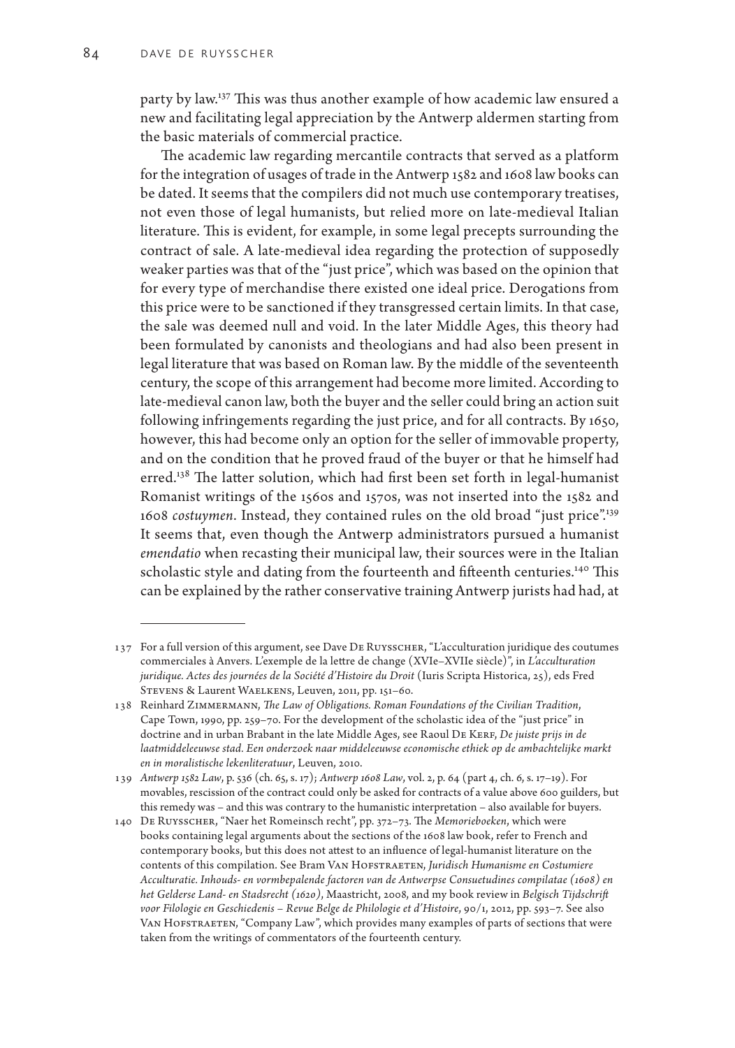party by law.[137] This was thus another example of how academic law ensured a new and facilitating legal appreciation by the Antwerp aldermen starting from the basic materials of commercial practice.

The academic law regarding mercantile contracts that served as a platform for the integration of usages of trade in the Antwerp 1582 and 1608 law books can be dated. It seems that the compilers did not much use contemporary treatises, not even those of legal humanists, but relied more on late-medieval Italian literature. This is evident, for example, in some legal precepts surrounding the contract of sale. A late-medieval idea regarding the protection of supposedly weaker parties was that of the "just price", which was based on the opinion that for every type of merchandise there existed one ideal price. Derogations from this price were to be sanctioned if they transgressed certain limits. In that case, the sale was deemed null and void. In the later Middle Ages, this theory had been formulated by canonists and theologians and had also been present in legal literature that was based on Roman law. By the middle of the seventeenth century, the scope of this arrangement had become more limited. According to late-medieval canon law, both the buyer and the seller could bring an action suit following infringements regarding the just price, and for all contracts. By 1650, however, this had become only an option for the seller of immovable property, and on the condition that he proved fraud of the buyer or that he himself had erred.[138] The latter solution, which had first been set forth in legal-humanist Romanist writings of the 1560s and 1570s, was not inserted into the 1582 and 1608 *costuymen*. Instead, they contained rules on the old broad "just price".[139] It seems that, even though the Antwerp administrators pursued a humanist *emendatio* when recasting their municipal law, their sources were in the Italian scholastic style and dating from the fourteenth and fifteenth centuries.[140] This can be explained by the rather conservative training Antwerp jurists had had, at

---

137 For a full version of this argument, see Dave De Ruysscher, "L'acculturation juridique des coutumes commerciales à Anvers. L'exemple de la lettre de change (XVIe–XVIIe siècle)", in *L'acculturation juridique. Actes des journées de la Société d'Histoire du Droit* (Iuris Scripta Historica, 25), eds Fred Stevens & Laurent Waelkens, Leuven, 2011, pp. 151–60.

138 Reinhard Zimmermann, *The Law of Obligations. Roman Foundations of the Civilian Tradition*, Cape Town, 1990, pp. 259–70. For the development of the scholastic idea of the "just price" in doctrine and in urban Brabant in the late Middle Ages, see Raoul De Kerf, *De juiste prijs in de laatmiddeleeuwse stad. Een onderzoek naar middeleeuwse economische ethiek op de ambachtelijke markt en in moralistische lekenliteratuur*, Leuven, 2010.

139 *Antwerp 1582 Law*, p. 536 (ch. 65, s. 17); *Antwerp 1608 Law*, vol. 2, p. 64 (part 4, ch. 6, s. 17–19). For movables, rescission of the contract could only be asked for contracts of a value above 600 guilders, but this remedy was – and this was contrary to the humanistic interpretation – also available for buyers.

140 De Ruysscher, "Naer het Romeinsch recht", pp. 372–73. The *Memorieboeken*, which were books containing legal arguments about the sections of the 1608 law book, refer to French and contemporary books, but this does not attest to an influence of legal-humanist literature on the contents of this compilation. See Bram Van Hofstraeten, *Juridisch Humanisme en Costumiere Acculturatie. Inhouds- en vormbepalende factoren van de Antwerpse Consuetudines compilatae (1608) en het Gelderse Land- en Stadsrecht (1620)*, Maastricht, 2008, and my book review in *Belgisch Tijdschrift voor Filologie en Geschiedenis – Revue Belge de Philologie et d'Histoire*, 90/1, 2012, pp. 593–7. See also Van Hofstraeten, "Company Law", which provides many examples of parts of sections that were taken from the writings of commentators of the fourteenth century.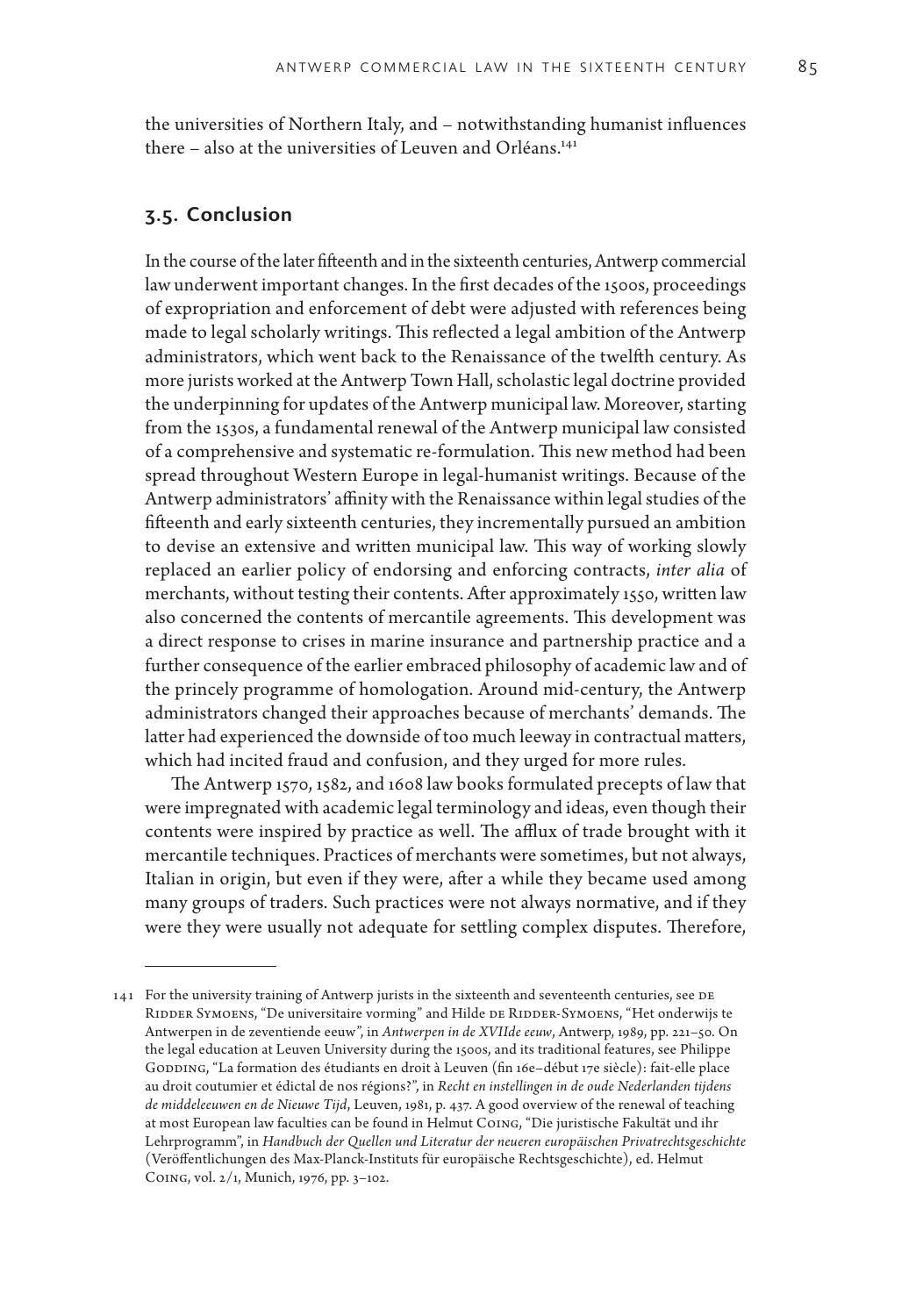the universities of Northern Italy, and – notwithstanding humanist influences there – also at the universities of Leuven and Orléans.[141]

## 3.5. Conclusion

In the course of the later fifteenth and in the sixteenth centuries, Antwerp commercial law underwent important changes. In the first decades of the 1500s, proceedings of expropriation and enforcement of debt were adjusted with references being made to legal scholarly writings. This reflected a legal ambition of the Antwerp administrators, which went back to the Renaissance of the twelfth century. As more jurists worked at the Antwerp Town Hall, scholastic legal doctrine provided the underpinning for updates of the Antwerp municipal law. Moreover, starting from the 1530s, a fundamental renewal of the Antwerp municipal law consisted of a comprehensive and systematic re-formulation. This new method had been spread throughout Western Europe in legal-humanist writings. Because of the Antwerp administrators' affinity with the Renaissance within legal studies of the fifteenth and early sixteenth centuries, they incrementally pursued an ambition to devise an extensive and written municipal law. This way of working slowly replaced an earlier policy of endorsing and enforcing contracts, *inter alia* of merchants, without testing their contents. After approximately 1550, written law also concerned the contents of mercantile agreements. This development was a direct response to crises in marine insurance and partnership practice and a further consequence of the earlier embraced philosophy of academic law and of the princely programme of homologation. Around mid-century, the Antwerp administrators changed their approaches because of merchants' demands. The latter had experienced the downside of too much leeway in contractual matters, which had incited fraud and confusion, and they urged for more rules.

The Antwerp 1570, 1582, and 1608 law books formulated precepts of law that were impregnated with academic legal terminology and ideas, even though their contents were inspired by practice as well. The afflux of trade brought with it mercantile techniques. Practices of merchants were sometimes, but not always, Italian in origin, but even if they were, after a while they became used among many groups of traders. Such practices were not always normative, and if they were they were usually not adequate for settling complex disputes. Therefore,

---

141 For the university training of Antwerp jurists in the sixteenth and seventeenth centuries, see de Ridder Symoens, "De universitaire vorming" and Hilde de Ridder-Symoens, "Het onderwijs te Antwerpen in de zeventiende eeuw", in *Antwerpen in de XVIIde eeuw*, Antwerp, 1989, pp. 221–50. On the legal education at Leuven University during the 1500s, and its traditional features, see Philippe Godding, "La formation des étudiants en droit à Leuven (fin 16e–début 17e siècle): fait-elle place au droit coutumier et édictal de nos régions?", in *Recht en instellingen in de oude Nederlanden tijdens de middeleeuwen en de Nieuwe Tijd*, Leuven, 1981, p. 437. A good overview of the renewal of teaching at most European law faculties can be found in Helmut Coing, "Die juristische Fakultät und ihr Lehrprogramm", in *Handbuch der Quellen und Literatur der neueren europäischen Privatrechtsgeschichte* (Veröffentlichungen des Max-Planck-Instituts für europäische Rechtsgeschichte), ed. Helmut Coing, vol. 2/1, Munich, 1976, pp. 3–102.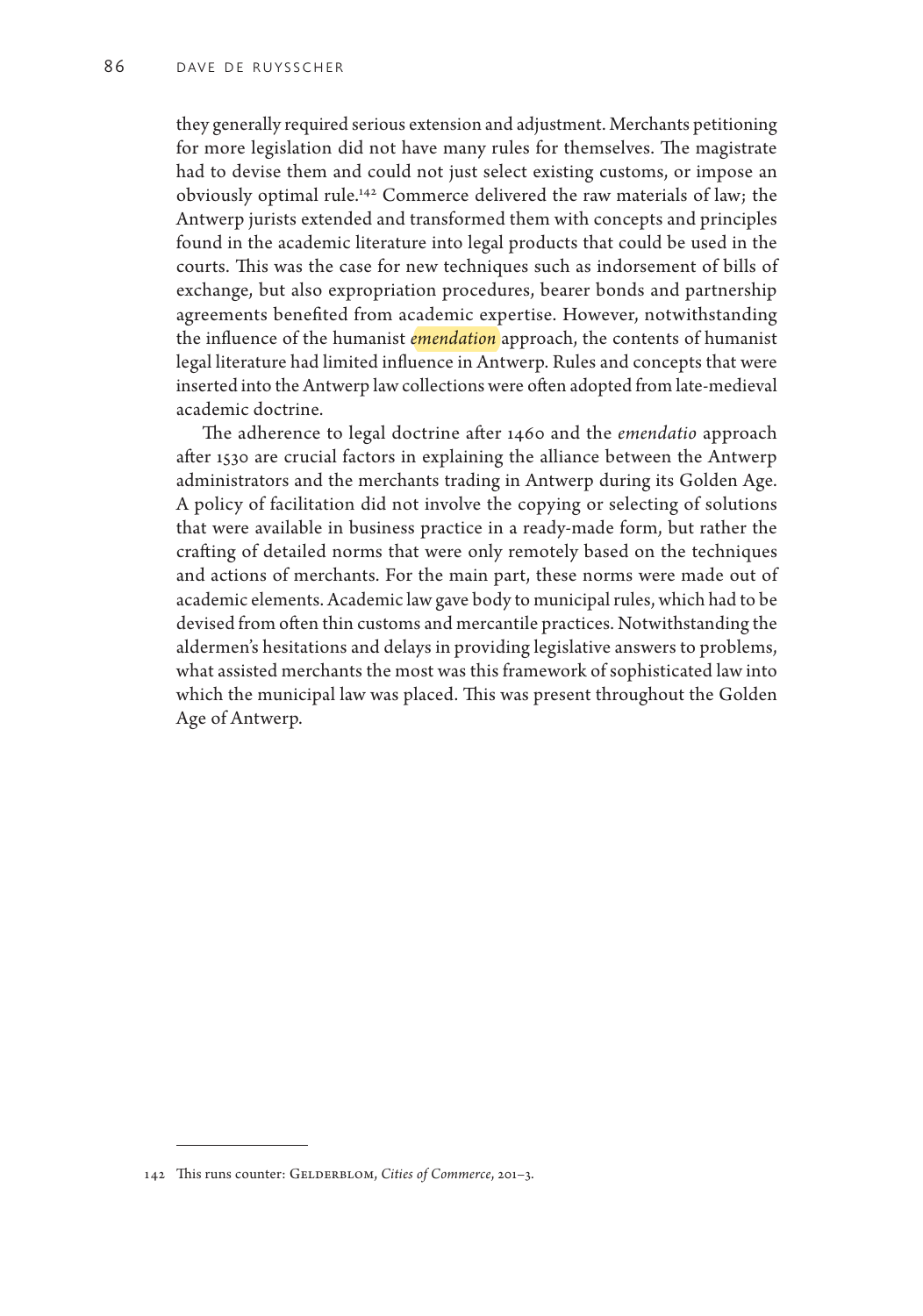they generally required serious extension and adjustment. Merchants petitioning for more legislation did not have many rules for themselves. The magistrate had to devise them and could not just select existing customs, or impose an obviously optimal rule.[142] Commerce delivered the raw materials of law; the Antwerp jurists extended and transformed them with concepts and principles found in the academic literature into legal products that could be used in the courts. This was the case for new techniques such as indorsement of bills of exchange, but also expropriation procedures, bearer bonds and partnership agreements benefited from academic expertise. However, notwithstanding the influence of the humanist *emendation* approach, the contents of humanist legal literature had limited influence in Antwerp. Rules and concepts that were inserted into the Antwerp law collections were often adopted from late-medieval academic doctrine.

The adherence to legal doctrine after 1460 and the *emendatio* approach after 1530 are crucial factors in explaining the alliance between the Antwerp administrators and the merchants trading in Antwerp during its Golden Age. A policy of facilitation did not involve the copying or selecting of solutions that were available in business practice in a ready-made form, but rather the crafting of detailed norms that were only remotely based on the techniques and actions of merchants. For the main part, these norms were made out of academic elements. Academic law gave body to municipal rules, which had to be devised from often thin customs and mercantile practices. Notwithstanding the aldermen's hesitations and delays in providing legislative answers to problems, what assisted merchants the most was this framework of sophisticated law into which the municipal law was placed. This was present throughout the Golden Age of Antwerp.

---

142 This runs counter: Gelderblom, *Cities of Commerce*, 201–3.